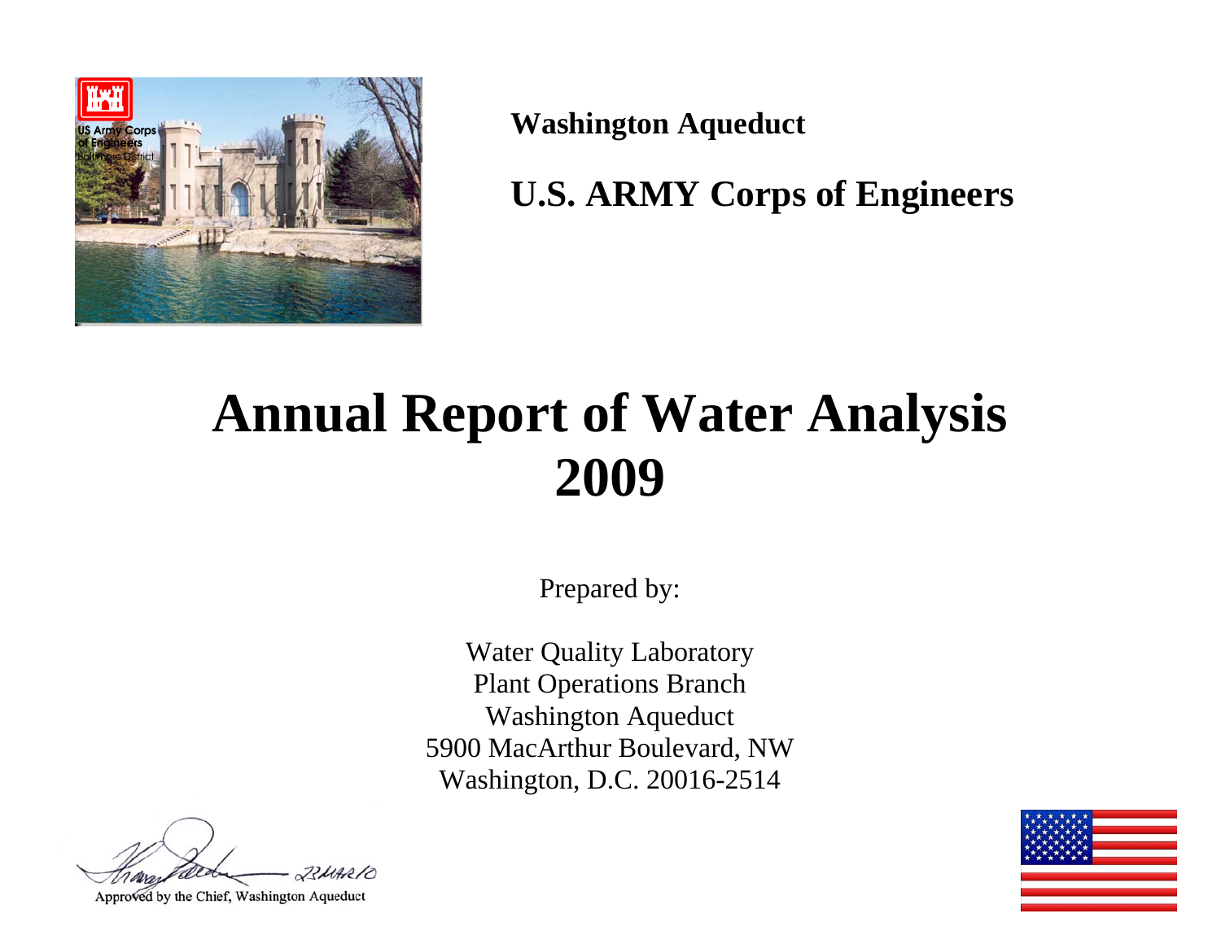**Washington Aqueduct**

**U.S. ARMY Corps of Engineers**

# Annual Report of Water Analysis 2009

Prepared by:

Water Quality Laboratory
Plant Operations Branch
Washington Aqueduct
5900 MacArthur Boulevard, NW
Washington, D.C. 20016-2514

23MAR10

Approved by the Chief, Washington Aqueduct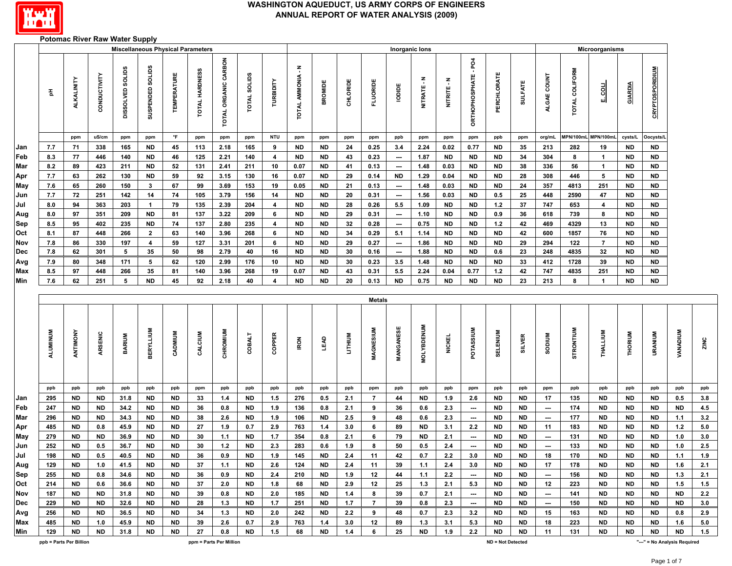# WASHINGTON AQUEDUCT, US ARMY CORPS OF ENGINEERS
## ANNUAL REPORT OF WATER ANALYSIS (2009)

### Potomac River Raw Water Supply

| | Miscellaneous Physical Parameters | | | | | | | | | | Inorganic Ions | | | | | | | | | | Microorganisms | | | | |
|---|---|---|---|---|---|---|---|---|---|---|---|---|---|---|---|---|---|---|---|---|---|---|---|---|---|
| | pH | ALKALINITY | CONDUCTIVITY | DISSOLVED SOLIDS | SUSPENDED SOLIDS | TEMPERATURE | TOTAL HARDNESS | TOTAL ORGANIC CARBON | TOTAL SOLIDS | TURBIDITY | TOTAL AMMONIA - N | BROMIDE | CHLORIDE | FLUORIDE | IODIDE | NITRATE - N | NITRITE - N | ORTHOPHOSPHATE - PO4 | PERCHLORATE | SULFATE | ALGAE COUNT | TOTAL COLIFORM | E. COLI | GIARDIA | CRYPTOSPORIDIUM |
| | | ppm | uS/cm | ppm | ppm | °F | ppm | ppm | ppm | NTU | ppm | ppm | ppm | ppm | ppb | ppm | ppm | ppm | ppb | ppm | org/mL | MPN/100mL | MPN/100mL | cysts/L | Oocysts/L |
| Jan | 7.7 | 71 | 338 | 165 | ND | 45 | 113 | 2.18 | 165 | 9 | ND | ND | 24 | 0.25 | 3.4 | 2.24 | 0.02 | 0.77 | ND | 35 | 213 | 282 | 19 | ND | ND |
| Feb | 8.3 | 77 | 446 | 140 | ND | 46 | 125 | 2.21 | 140 | 4 | ND | ND | 43 | 0.23 | --- | 1.87 | ND | ND | ND | 34 | 304 | 8 | 1 | ND | ND |
| Mar | 8.2 | 89 | 423 | 211 | ND | 52 | 131 | 2.41 | 211 | 10 | 0.07 | ND | 41 | 0.13 | --- | 1.48 | 0.03 | ND | ND | 38 | 336 | 56 | 1 | ND | ND |
| Apr | 7.7 | 63 | 262 | 130 | ND | 59 | 92 | 3.15 | 130 | 16 | 0.07 | ND | 29 | 0.14 | ND | 1.29 | 0.04 | ND | ND | 28 | 308 | 446 | 5 | ND | ND |
| May | 7.6 | 65 | 260 | 150 | 3 | 67 | 99 | 3.69 | 153 | 19 | 0.05 | ND | 21 | 0.13 | --- | 1.48 | 0.03 | ND | ND | 24 | 357 | 4813 | 251 | ND | ND |
| Jun | 7.7 | 72 | 251 | 142 | 14 | 74 | 105 | 3.79 | 156 | 14 | ND | ND | 20 | 0.31 | --- | 1.56 | 0.03 | ND | 0.5 | 25 | 448 | 2590 | 47 | ND | ND |
| Jul | 8.0 | 94 | 363 | 203 | 1 | 79 | 135 | 2.39 | 204 | 4 | ND | ND | 28 | 0.26 | 5.5 | 1.09 | ND | ND | 1.2 | 37 | 747 | 653 | 4 | ND | ND |
| Aug | 8.0 | 97 | 351 | 209 | ND | 81 | 137 | 3.22 | 209 | 6 | ND | ND | 29 | 0.31 | --- | 1.10 | ND | ND | 0.9 | 36 | 618 | 739 | 8 | ND | ND |
| Sep | 8.5 | 95 | 402 | 235 | ND | 74 | 137 | 2.80 | 235 | 4 | ND | ND | 32 | 0.28 | --- | 0.75 | ND | ND | 1.2 | 42 | 469 | 4329 | 13 | ND | ND |
| Oct | 8.1 | 87 | 448 | 266 | 2 | 63 | 140 | 3.96 | 268 | 6 | ND | ND | 34 | 0.29 | 5.1 | 1.14 | ND | ND | ND | 42 | 600 | 1857 | 76 | ND | ND |
| Nov | 7.8 | 86 | 330 | 197 | 4 | 59 | 127 | 3.31 | 201 | 6 | ND | ND | 29 | 0.27 | --- | 1.86 | ND | ND | ND | 29 | 294 | 122 | 7 | ND | ND |
| Dec | 7.8 | 62 | 301 | 5 | 35 | 50 | 98 | 2.79 | 40 | 16 | ND | ND | 30 | 0.16 | --- | 1.88 | ND | ND | 0.6 | 23 | 248 | 4835 | 32 | ND | ND |
| Avg | 7.9 | 80 | 348 | 171 | 5 | 62 | 120 | 2.99 | 176 | 10 | ND | ND | 30 | 0.23 | 3.5 | 1.48 | ND | ND | ND | 33 | 412 | 1728 | 39 | ND | ND |
| Max | 8.5 | 97 | 448 | 266 | 35 | 81 | 140 | 3.96 | 268 | 19 | 0.07 | ND | 43 | 0.31 | 5.5 | 2.24 | 0.04 | 0.77 | 1.2 | 42 | 747 | 4835 | 251 | ND | ND |
| Min | 7.6 | 62 | 251 | 5 | ND | 45 | 92 | 2.18 | 40 | 4 | ND | ND | 20 | 0.13 | ND | 0.75 | ND | ND | ND | 23 | 213 | 8 | 1 | ND | ND |

| | Metals | | | | | | | | | | | | | | | | | | | | | | | | | | |
|---|---|---|---|---|---|---|---|---|---|---|---|---|---|---|---|---|---|---|---|---|---|---|---|---|---|---|---|
| | ALUMINUM | ANTIMONY | ARSENIC | BARIUM | BERYLLIUM | CADMIUM | CALCIUM | CHROMIUM | COBALT | COPPER | IRON | LEAD | LITHIUM | MAGNESIUM | MANGANESE | MOLYBDENUM | NICKEL | POTASSIUM | SELENIUM | SILVER | SODIUM | STRONTIUM | THALLIUM | THORIUM | URANIUM | VANADIUM | ZINC |
| | ppb | ppb | ppb | ppb | ppb | ppb | ppm | ppb | ppb | ppb | ppb | ppb | ppb | ppm | ppb | ppb | ppb | ppm | ppb | ppb | ppm | ppb | ppb | ppb | ppb | ppb | ppb |
| Jan | 295 | ND | ND | 31.8 | ND | ND | 33 | 1.4 | ND | 1.5 | 276 | 0.5 | 2.1 | 7 | 44 | ND | 1.9 | 2.6 | ND | ND | 17 | 135 | ND | ND | ND | 0.5 | 3.8 |
| Feb | 247 | ND | ND | 34.2 | ND | ND | 36 | 0.8 | ND | 1.9 | 136 | 0.8 | 2.1 | 9 | 36 | 0.6 | 2.3 | --- | ND | ND | --- | 174 | ND | ND | ND | ND | 4.5 |
| Mar | 296 | ND | ND | 34.3 | ND | ND | 38 | 2.6 | ND | 1.9 | 106 | ND | 2.5 | 9 | 48 | 0.6 | 2.3 | --- | ND | ND | --- | 177 | ND | ND | ND | 1.1 | 3.2 |
| Apr | 485 | ND | 0.8 | 45.9 | ND | ND | 27 | 1.9 | 0.7 | 2.9 | 763 | 1.4 | 3.0 | 6 | 89 | ND | 3.1 | 2.2 | ND | ND | 11 | 183 | ND | ND | ND | 1.2 | 5.0 |
| May | 279 | ND | ND | 36.9 | ND | ND | 30 | 1.1 | ND | 1.7 | 354 | 0.8 | 2.1 | 6 | 79 | ND | 2.1 | --- | ND | ND | --- | 131 | ND | ND | ND | 1.0 | 3.0 |
| Jun | 252 | ND | 0.5 | 36.7 | ND | ND | 30 | 1.2 | ND | 2.3 | 283 | 0.6 | 1.9 | 8 | 50 | 0.5 | 2.4 | --- | ND | ND | --- | 133 | ND | ND | ND | 1.0 | 2.5 |
| Jul | 198 | ND | 0.5 | 40.5 | ND | ND | 36 | 0.9 | ND | 1.9 | 145 | ND | 2.4 | 11 | 42 | 0.7 | 2.2 | 3.0 | ND | ND | 18 | 170 | ND | ND | ND | 1.1 | 1.9 |
| Aug | 129 | ND | 1.0 | 41.5 | ND | ND | 37 | 1.1 | ND | 2.6 | 124 | ND | 2.4 | 11 | 39 | 1.1 | 2.4 | 3.0 | ND | ND | 17 | 178 | ND | ND | ND | 1.6 | 2.1 |
| Sep | 255 | ND | 0.8 | 34.6 | ND | ND | 36 | 0.9 | ND | 2.4 | 210 | ND | 1.9 | 12 | 44 | 1.1 | 2.2 | --- | ND | ND | --- | 156 | ND | ND | ND | 1.3 | 2.1 |
| Oct | 214 | ND | 0.6 | 36.6 | ND | ND | 37 | 2.0 | ND | 1.8 | 68 | ND | 2.9 | 12 | 25 | 1.3 | 2.1 | 5.3 | ND | ND | 12 | 223 | ND | ND | ND | 1.5 | 1.5 |
| Nov | 187 | ND | ND | 31.8 | ND | ND | 39 | 0.8 | ND | 2.0 | 185 | ND | 1.4 | 8 | 39 | 0.7 | 2.1 | --- | ND | ND | --- | 141 | ND | ND | ND | ND | 2.2 |
| Dec | 229 | ND | ND | 32.6 | ND | ND | 28 | 1.3 | ND | 1.7 | 251 | ND | 1.7 | 7 | 39 | 0.8 | 2.3 | --- | ND | ND | --- | 150 | ND | ND | ND | ND | 3.0 |
| Avg | 256 | ND | ND | 36.5 | ND | ND | 34 | 1.3 | ND | 2.0 | 242 | ND | 2.2 | 9 | 48 | 0.7 | 2.3 | 3.2 | ND | ND | 15 | 163 | ND | ND | ND | 0.8 | 2.9 |
| Max | 485 | ND | 1.0 | 45.9 | ND | ND | 39 | 2.6 | 0.7 | 2.9 | 763 | 1.4 | 3.0 | 12 | 89 | 1.3 | 3.1 | 5.3 | ND | ND | 18 | 223 | ND | ND | ND | 1.6 | 5.0 |
| Min | 129 | ND | ND | 31.8 | ND | ND | 27 | 0.8 | ND | 1.5 | 68 | ND | 1.4 | 6 | 25 | ND | 1.9 | 2.2 | ND | ND | 11 | 131 | ND | ND | ND | ND | 1.5 |

ppb = Parts Per Billion; ppm = Parts Per Million; ND = Not Detected; "---" = No Analysis Required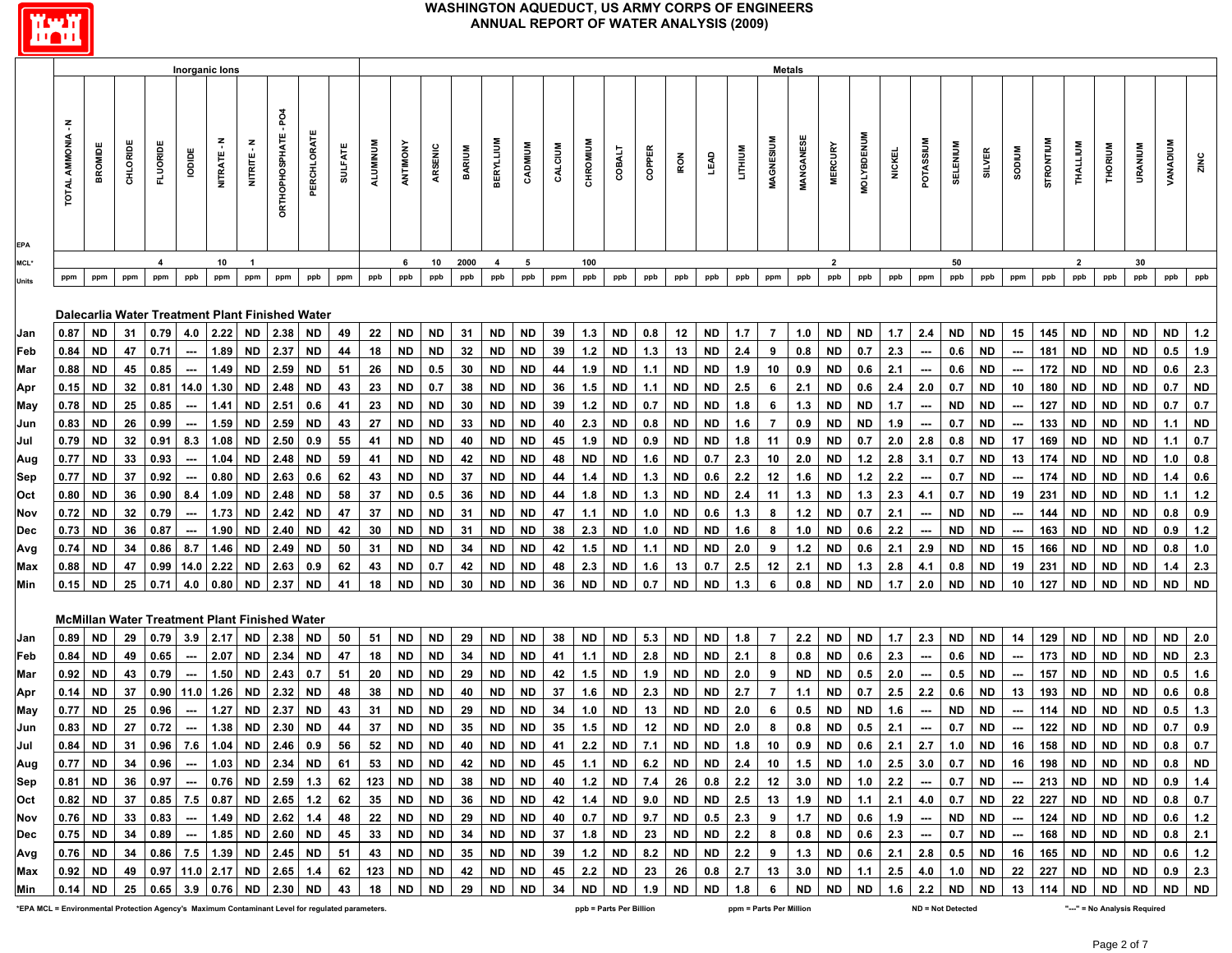# WASHINGTON AQUEDUCT, US ARMY CORPS OF ENGINEERS
## ANNUAL REPORT OF WATER ANALYSIS (2009)

| | Inorganic Ions | | | | | | | | | | Metals | | | | | | | | | | | | | | | | | | | | | | | | | | | | |
|---|---|---|---|---|---|---|---|---|---|---|---|---|---|---|---|---|---|---|---|---|---|---|---|---|---|---|---|---|---|---|---|---|---|---|---|---|---|---|---|
| | TOTAL AMMONIA - N | BROMIDE | CHLORIDE | FLUORIDE | IODIDE | NITRATE - N | NITRITE - N | ORTHOPHOSPHATE - PO4 | PERCHLORATE | SULFATE | ALUMINUM | ANTIMONY | ARSENIC | BARIUM | BERYLLIUM | CADMIUM | CALCIUM | CHROMIUM | COBALT | COPPER | IRON | LEAD | LITHIUM | MAGNESIUM | MANGANESE | MERCURY | MOLYBDENUM | NICKEL | POTASSIUM | SELENIUM | SILVER | SODIUM | STRONTIUM | THALLIUM | THORIUM | URANIUM | VANADIUM | ZINC |
| EPA MCL* | | | | 4 | | 10 | 1 | | | | | 6 | 10 | 2000 | 4 | 5 | | 100 | | | | | | | | 2 | | | | 50 | | | | 2 | | 30 | | |
| Units | ppm | ppm | ppm | ppm | ppb | ppm | ppm | ppm | ppb | ppm | ppb | ppb | ppb | ppb | ppb | ppb | ppm | ppb | ppb | ppb | ppb | ppb | ppb | ppm | ppb | ppb | ppb | ppb | ppm | ppb | ppb | ppm | ppb | ppb | ppb | ppb | ppb | ppb |
| **Dalecarlia Water Treatment Plant Finished Water** | | | | | | | | | | | | | | | | | | | | | | | | | | | | | | | | | | | | | | |
| Jan | 0.87 | ND | 31 | 0.79 | 4.0 | 2.22 | ND | 2.38 | ND | 49 | 22 | ND | ND | 31 | ND | ND | 39 | 1.3 | ND | 0.8 | 12 | ND | 1.7 | 7 | 1.0 | ND | ND | 1.7 | 2.4 | ND | ND | 15 | 145 | ND | ND | ND | ND | 1.2 |
| Feb | 0.84 | ND | 47 | 0.71 | --- | 1.89 | ND | 2.37 | ND | 44 | 18 | ND | ND | 32 | ND | ND | 39 | 1.2 | ND | 1.3 | 13 | ND | 2.4 | 9 | 0.8 | ND | 0.7 | 2.3 | --- | 0.6 | ND | --- | 181 | ND | ND | ND | 0.5 | 1.9 |
| Mar | 0.88 | ND | 45 | 0.85 | --- | 1.49 | ND | 2.59 | ND | 51 | 26 | ND | 0.5 | 30 | ND | ND | 44 | 1.9 | ND | 1.1 | ND | ND | 1.9 | 10 | 0.9 | ND | 0.6 | 2.1 | --- | 0.6 | ND | --- | 172 | ND | ND | ND | 0.6 | 2.3 |
| Apr | 0.15 | ND | 32 | 0.81 | 14.0 | 1.30 | ND | 2.48 | ND | 43 | 23 | ND | 0.7 | 38 | ND | ND | 36 | 1.5 | ND | 1.1 | ND | ND | 2.5 | 6 | 2.1 | ND | 0.6 | 2.4 | 2.0 | 0.7 | ND | 10 | 180 | ND | ND | ND | 0.7 | ND |
| May | 0.78 | ND | 25 | 0.85 | --- | 1.41 | ND | 2.51 | 0.6 | 41 | 23 | ND | ND | 30 | ND | ND | 39 | 1.2 | ND | 0.7 | ND | ND | 1.8 | 6 | 1.3 | ND | ND | 1.7 | --- | ND | ND | --- | 127 | ND | ND | ND | 0.7 | 0.7 |
| Jun | 0.83 | ND | 26 | 0.99 | --- | 1.59 | ND | 2.59 | ND | 43 | 27 | ND | ND | 33 | ND | ND | 40 | 2.3 | ND | 0.8 | ND | ND | 1.6 | 7 | 0.9 | ND | ND | 1.9 | --- | 0.7 | ND | --- | 133 | ND | ND | ND | 1.1 | ND |
| Jul | 0.79 | ND | 32 | 0.91 | 8.3 | 1.08 | ND | 2.50 | 0.9 | 55 | 41 | ND | ND | 40 | ND | ND | 45 | 1.9 | ND | 0.9 | ND | ND | 1.8 | 11 | 0.9 | ND | 0.7 | 2.0 | 2.8 | 0.8 | ND | 17 | 169 | ND | ND | ND | 1.1 | 0.7 |
| Aug | 0.77 | ND | 33 | 0.93 | --- | 1.04 | ND | 2.48 | ND | 59 | 41 | ND | ND | 42 | ND | ND | 48 | ND | ND | 1.6 | ND | 0.7 | 2.3 | 10 | 2.0 | ND | 1.2 | 2.8 | 3.1 | 0.7 | ND | 13 | 174 | ND | ND | ND | 1.0 | 0.8 |
| Sep | 0.77 | ND | 37 | 0.92 | --- | 0.80 | ND | 2.63 | 0.6 | 62 | 43 | ND | ND | 37 | ND | ND | 44 | 1.4 | ND | 1.3 | ND | 0.6 | 2.2 | 12 | 1.6 | ND | 1.2 | 2.2 | --- | 0.7 | ND | --- | 174 | ND | ND | ND | 1.4 | 0.6 |
| Oct | 0.80 | ND | 36 | 0.90 | 8.4 | 1.09 | ND | 2.48 | ND | 58 | 37 | ND | 0.5 | 36 | ND | ND | 44 | 1.8 | ND | 1.3 | ND | ND | 2.4 | 11 | 1.3 | ND | 1.3 | 2.3 | 4.1 | 0.7 | ND | 19 | 231 | ND | ND | ND | 1.1 | 1.2 |
| Nov | 0.72 | ND | 32 | 0.79 | --- | 1.73 | ND | 2.42 | ND | 47 | 37 | ND | ND | 31 | ND | ND | 47 | 1.1 | ND | 1.0 | ND | 0.6 | 1.3 | 8 | 1.2 | ND | 0.7 | 2.1 | --- | ND | ND | --- | 144 | ND | ND | ND | 0.8 | 0.9 |
| Dec | 0.73 | ND | 36 | 0.87 | --- | 1.90 | ND | 2.40 | ND | 42 | 30 | ND | ND | 31 | ND | ND | 38 | 2.3 | ND | 1.0 | ND | ND | 1.6 | 8 | 1.0 | ND | 0.6 | 2.2 | --- | ND | ND | --- | 163 | ND | ND | ND | 0.9 | 1.2 |
| Avg | 0.74 | ND | 34 | 0.86 | 8.7 | 1.46 | ND | 2.49 | ND | 50 | 31 | ND | ND | 34 | ND | ND | 42 | 1.5 | ND | 1.1 | ND | ND | 2.0 | 9 | 1.2 | ND | 0.6 | 2.1 | 2.9 | ND | ND | 15 | 166 | ND | ND | ND | 0.8 | 1.0 |
| Max | 0.88 | ND | 47 | 0.99 | 14.0 | 2.22 | ND | 2.63 | 0.9 | 62 | 43 | ND | 0.7 | 42 | ND | ND | 48 | 2.3 | ND | 1.6 | 13 | 0.7 | 2.5 | 12 | 2.1 | ND | 1.3 | 2.8 | 4.1 | 0.8 | ND | 19 | 231 | ND | ND | ND | 1.4 | 2.3 |
| Min | 0.15 | ND | 25 | 0.71 | 4.0 | 0.80 | ND | 2.37 | ND | 41 | 18 | ND | ND | 30 | ND | ND | 36 | ND | ND | 0.7 | ND | ND | 1.3 | 6 | 0.8 | ND | ND | 1.7 | 2.0 | ND | ND | 10 | 127 | ND | ND | ND | ND | ND |
| **McMillan Water Treatment Plant Finished Water** | | | | | | | | | | | | | | | | | | | | | | | | | | | | | | | | | | | | | | |
| Jan | 0.89 | ND | 29 | 0.79 | 3.9 | 2.17 | ND | 2.38 | ND | 50 | 51 | ND | ND | 29 | ND | ND | 38 | ND | ND | 5.3 | ND | ND | 1.8 | 7 | 2.2 | ND | ND | 1.7 | 2.3 | ND | ND | 14 | 129 | ND | ND | ND | ND | 2.0 |
| Feb | 0.84 | ND | 49 | 0.65 | --- | 2.07 | ND | 2.34 | ND | 47 | 18 | ND | ND | 34 | ND | ND | 41 | 1.1 | ND | 2.8 | ND | ND | 2.1 | 8 | 0.8 | ND | 0.6 | 2.3 | --- | 0.6 | ND | --- | 173 | ND | ND | ND | ND | 2.3 |
| Mar | 0.92 | ND | 43 | 0.79 | --- | 1.50 | ND | 2.43 | 0.7 | 51 | 20 | ND | ND | 29 | ND | ND | 42 | 1.5 | ND | 1.9 | ND | ND | 2.0 | 9 | ND | ND | 0.5 | 2.0 | --- | 0.5 | ND | --- | 157 | ND | ND | ND | 0.5 | 1.6 |
| Apr | 0.14 | ND | 37 | 0.90 | 11.0 | 1.26 | ND | 2.32 | ND | 48 | 38 | ND | ND | 40 | ND | ND | 37 | 1.6 | ND | 2.3 | ND | ND | 2.7 | 7 | 1.1 | ND | 0.7 | 2.5 | 2.2 | 0.6 | ND | 13 | 193 | ND | ND | ND | 0.6 | 0.8 |
| May | 0.77 | ND | 25 | 0.96 | --- | 1.27 | ND | 2.37 | ND | 43 | 31 | ND | ND | 29 | ND | ND | 34 | 1.0 | ND | 13 | ND | ND | 2.0 | 6 | 0.5 | ND | ND | 1.6 | --- | ND | ND | --- | 114 | ND | ND | ND | 0.5 | 1.3 |
| Jun | 0.83 | ND | 27 | 0.72 | --- | 1.38 | ND | 2.30 | ND | 44 | 37 | ND | ND | 35 | ND | ND | 35 | 1.5 | ND | 12 | ND | ND | 2.0 | 8 | 0.8 | ND | 0.5 | 2.1 | --- | 0.7 | ND | --- | 122 | ND | ND | ND | 0.7 | 0.9 |
| Jul | 0.84 | ND | 31 | 0.96 | 7.6 | 1.04 | ND | 2.46 | 0.9 | 56 | 52 | ND | ND | 40 | ND | ND | 41 | 2.2 | ND | 7.1 | ND | ND | 1.8 | 10 | 0.9 | ND | 0.6 | 2.1 | 2.7 | 1.0 | ND | 16 | 158 | ND | ND | ND | 0.8 | 0.7 |
| Aug | 0.77 | ND | 34 | 0.96 | --- | 1.03 | ND | 2.34 | ND | 61 | 53 | ND | ND | 42 | ND | ND | 45 | 1.1 | ND | 6.2 | ND | ND | 2.4 | 10 | 1.5 | ND | 1.0 | 2.5 | 3.0 | 0.7 | ND | 16 | 198 | ND | ND | ND | 0.8 | ND |
| Sep | 0.81 | ND | 36 | 0.97 | --- | 0.76 | ND | 2.59 | 1.3 | 62 | 123 | ND | ND | 38 | ND | ND | 40 | 1.2 | ND | 7.4 | 26 | 0.8 | 2.2 | 12 | 3.0 | ND | 1.0 | 2.2 | --- | 0.7 | ND | --- | 213 | ND | ND | ND | 0.9 | 1.4 |
| Oct | 0.82 | ND | 37 | 0.85 | 7.5 | 0.87 | ND | 2.65 | 1.2 | 62 | 35 | ND | ND | 36 | ND | ND | 42 | 1.4 | ND | 9.0 | ND | ND | 2.5 | 13 | 1.9 | ND | 1.1 | 2.1 | 4.0 | 0.7 | ND | 22 | 227 | ND | ND | ND | 0.8 | 0.7 |
| Nov | 0.76 | ND | 33 | 0.83 | --- | 1.49 | ND | 2.62 | 1.4 | 48 | 22 | ND | ND | 29 | ND | ND | 40 | 0.7 | ND | 9.7 | ND | 0.5 | 2.3 | 9 | 1.7 | ND | 0.6 | 1.9 | --- | ND | ND | --- | 124 | ND | ND | ND | 0.6 | 1.2 |
| Dec | 0.75 | ND | 34 | 0.89 | --- | 1.85 | ND | 2.60 | ND | 45 | 33 | ND | ND | 34 | ND | ND | 37 | 1.8 | ND | 23 | ND | ND | 2.2 | 8 | 0.8 | ND | 0.6 | 2.3 | --- | 0.7 | ND | --- | 168 | ND | ND | ND | 0.8 | 2.1 |
| Avg | 0.76 | ND | 34 | 0.86 | 7.5 | 1.39 | ND | 2.45 | ND | 51 | 43 | ND | ND | 35 | ND | ND | 39 | 1.2 | ND | 8.2 | ND | ND | 2.2 | 9 | 1.3 | ND | 0.6 | 2.1 | 2.8 | 0.5 | ND | 16 | 165 | ND | ND | ND | 0.6 | 1.2 |
| Max | 0.92 | ND | 49 | 0.97 | 11.0 | 2.17 | ND | 2.65 | 1.4 | 62 | 123 | ND | ND | 42 | ND | ND | 45 | 2.2 | ND | 23 | 26 | 0.8 | 2.7 | 13 | 3.0 | ND | 1.1 | 2.5 | 4.0 | 1.0 | ND | 22 | 227 | ND | ND | ND | 0.9 | 2.3 |
| Min | 0.14 | ND | 25 | 0.65 | 3.9 | 0.76 | ND | 2.30 | ND | 43 | 18 | ND | ND | 29 | ND | ND | 34 | ND | ND | 1.9 | ND | ND | 1.8 | 6 | ND | ND | ND | 1.6 | 2.2 | ND | ND | 13 | 114 | ND | ND | ND | ND | ND |

*EPA MCL = Environmental Protection Agency's Maximum Contaminant Level for regulated parameters. ppb = Parts Per Billion ppm = Parts Per Million ND = Not Detected "---" = No Analysis Required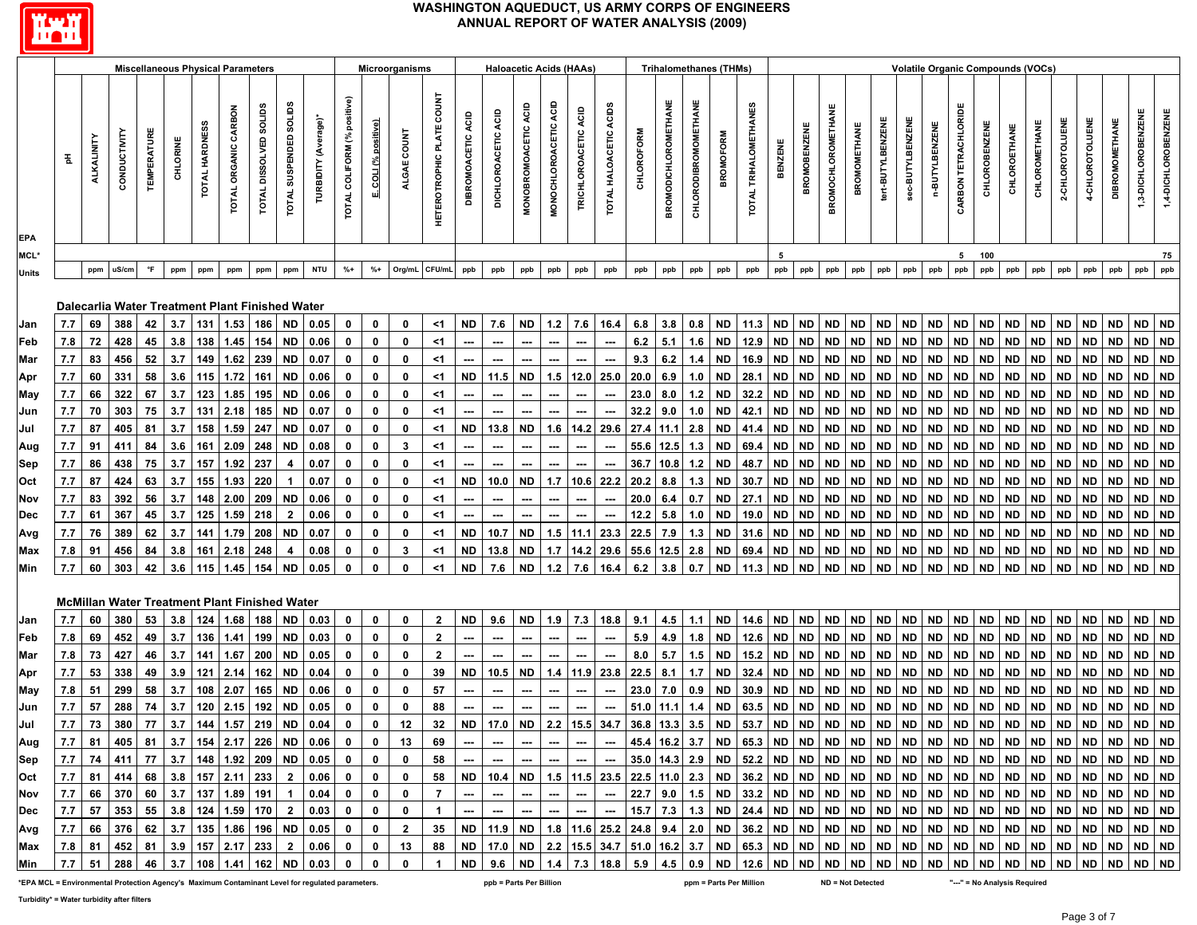# WASHINGTON AQUEDUCT, US ARMY CORPS OF ENGINEERS
## ANNUAL REPORT OF WATER ANALYSIS (2009)

| | Miscellaneous Physical Parameters | | | | | | | | | | Microorganisms | | | | Haloacetic Acids (HAAs) | | | | | | Trihalomethanes (THMs) | | | | | Volatile Organic Compounds (VOCs) | | | | | | | | | | | | | | | | |
|---|---|---|---|---|---|---|---|---|---|---|---|---|---|---|---|---|---|---|---|---|---|---|---|---|---|---|---|---|---|---|---|---|---|---|---|---|---|---|---|---|---|---|
| EPA | pH | ALKALINITY | CONDUCTIVITY | TEMPERATURE | CHLORINE | TOTAL HARDNESS | TOTAL ORGANIC CARBON | TOTAL DISSOLVED SOLIDS | TOTAL SUSPENDED SOLIDS | TURBIDITY (Average)* | TOTAL COLIFORM (% positive) | E.COLI (% positive) | ALGAE COUNT | HETEROTROPHIC PLATE COUNT | DIBROMOACETIC ACID | DICHLOROACETIC ACID | MONOBROMOACETIC ACID | MONOCHLOROACETIC ACID | TRICHLOROACETIC ACID | TOTAL HALOACETIC ACIDS | CHLOROFORM | BROMODICHLOROMETHANE | CHLORODIBROMOMETHANE | BROMOFORM | TOTAL TRIHALOMETHANES | BENZENE | BROMOBENZENE | BROMOCHLOROMETHANE | BROMOMETHANE | tert-BUTYLBENZENE | sec-BUTYLBENZENE | n-BUTYLBENZENE | CARBON TETRACHLORIDE | CHLOROBENZENE | CHLOROETHANE | CHLOROMETHANE | 2-CHLOROTOLUENE | 4-CHLOROTOLUENE | DIBROMOMETHANE | 1,3-DICHLOROBENZENE | 1,4-DICHLOROBENZENE |
| MCL* | | | | | | | | | | | | | | | | | | | | | | | | | | 5 | | | | | | | 5 | 100 | | | | | | | 75 |
| Units | | ppm | uS/cm | °F | ppm | ppm | ppm | ppm | ppm | NTU | %+ | %+ | Org/mL | CFU/mL | ppb | ppb | ppb | ppb | ppb | ppb | ppb | ppb | ppb | ppb | ppb | ppb | ppb | ppb | ppb | ppb | ppb | ppb | ppb | ppb | ppb | ppb | ppb | ppb | ppb | ppb | ppb |
| **Dalecarlia Water Treatment Plant Finished Water** | | | | | | | | | | | | | | | | | | | | | | | | | | | | | | | | | | | | | | | | | |
| Jan | 7.7 | 69 | 388 | 42 | 3.7 | 131 | 1.53 | 186 | ND | 0.05 | 0 | 0 | 0 | <1 | ND | 7.6 | ND | 1.2 | 7.6 | 16.4 | 6.8 | 3.8 | 0.8 | ND | 11.3 | ND | ND | ND | ND | ND | ND | ND | ND | ND | ND | ND | ND | ND | ND | ND | ND |
| Feb | 7.8 | 72 | 428 | 45 | 3.8 | 138 | 1.45 | 154 | ND | 0.06 | 0 | 0 | 0 | <1 | --- | --- | --- | --- | --- | --- | 6.2 | 5.1 | 1.6 | ND | 12.9 | ND | ND | ND | ND | ND | ND | ND | ND | ND | ND | ND | ND | ND | ND | ND | ND |
| Mar | 7.7 | 83 | 456 | 52 | 3.7 | 149 | 1.62 | 239 | ND | 0.07 | 0 | 0 | 0 | <1 | --- | --- | --- | --- | --- | --- | 9.3 | 6.2 | 1.4 | ND | 16.9 | ND | ND | ND | ND | ND | ND | ND | ND | ND | ND | ND | ND | ND | ND | ND | ND |
| Apr | 7.7 | 60 | 331 | 58 | 3.6 | 115 | 1.72 | 161 | ND | 0.06 | 0 | 0 | 0 | <1 | ND | 11.5 | ND | 1.5 | 12.0 | 25.0 | 20.0 | 6.9 | 1.0 | ND | 28.1 | ND | ND | ND | ND | ND | ND | ND | ND | ND | ND | ND | ND | ND | ND | ND | ND |
| May | 7.7 | 66 | 322 | 67 | 3.7 | 123 | 1.85 | 195 | ND | 0.06 | 0 | 0 | 0 | <1 | --- | --- | --- | --- | --- | --- | 23.0 | 8.0 | 1.2 | ND | 32.2 | ND | ND | ND | ND | ND | ND | ND | ND | ND | ND | ND | ND | ND | ND | ND | ND |
| Jun | 7.7 | 70 | 303 | 75 | 3.7 | 131 | 2.18 | 185 | ND | 0.07 | 0 | 0 | 0 | <1 | --- | --- | --- | --- | --- | --- | 32.2 | 9.0 | 1.0 | ND | 42.1 | ND | ND | ND | ND | ND | ND | ND | ND | ND | ND | ND | ND | ND | ND | ND | ND |
| Jul | 7.7 | 87 | 405 | 81 | 3.7 | 158 | 1.59 | 247 | ND | 0.07 | 0 | 0 | 0 | <1 | ND | 13.8 | ND | 1.6 | 14.2 | 29.6 | 27.4 | 11.1 | 2.8 | ND | 41.4 | ND | ND | ND | ND | ND | ND | ND | ND | ND | ND | ND | ND | ND | ND | ND | ND |
| Aug | 7.7 | 91 | 411 | 84 | 3.6 | 161 | 2.09 | 248 | ND | 0.08 | 0 | 0 | 3 | <1 | --- | --- | --- | --- | --- | --- | 55.6 | 12.5 | 1.3 | ND | 69.4 | ND | ND | ND | ND | ND | ND | ND | ND | ND | ND | ND | ND | ND | ND | ND | ND |
| Sep | 7.7 | 86 | 438 | 75 | 3.7 | 157 | 1.92 | 237 | 4 | 0.07 | 0 | 0 | 0 | <1 | --- | --- | --- | --- | --- | --- | 36.7 | 10.8 | 1.2 | ND | 48.7 | ND | ND | ND | ND | ND | ND | ND | ND | ND | ND | ND | ND | ND | ND | ND | ND |
| Oct | 7.7 | 87 | 424 | 63 | 3.7 | 155 | 1.93 | 220 | 1 | 0.07 | 0 | 0 | 0 | <1 | ND | 10.0 | ND | 1.7 | 10.6 | 22.2 | 20.2 | 8.8 | 1.3 | ND | 30.7 | ND | ND | ND | ND | ND | ND | ND | ND | ND | ND | ND | ND | ND | ND | ND | ND |
| Nov | 7.7 | 83 | 392 | 56 | 3.7 | 148 | 2.00 | 209 | ND | 0.06 | 0 | 0 | 0 | <1 | --- | --- | --- | --- | --- | --- | 20.0 | 6.4 | 0.7 | ND | 27.1 | ND | ND | ND | ND | ND | ND | ND | ND | ND | ND | ND | ND | ND | ND | ND | ND |
| Dec | 7.7 | 61 | 367 | 45 | 3.7 | 125 | 1.59 | 218 | 2 | 0.06 | 0 | 0 | 0 | <1 | --- | --- | --- | --- | --- | --- | 12.2 | 5.8 | 1.0 | ND | 19.0 | ND | ND | ND | ND | ND | ND | ND | ND | ND | ND | ND | ND | ND | ND | ND | ND |
| Avg | 7.7 | 76 | 389 | 62 | 3.7 | 141 | 1.79 | 208 | ND | 0.07 | 0 | 0 | 0 | <1 | ND | 10.7 | ND | 1.5 | 11.1 | 23.3 | 22.5 | 7.9 | 1.3 | ND | 31.6 | ND | ND | ND | ND | ND | ND | ND | ND | ND | ND | ND | ND | ND | ND | ND | ND |
| Max | 7.8 | 91 | 456 | 84 | 3.8 | 161 | 2.18 | 248 | 4 | 0.08 | 0 | 0 | 3 | <1 | ND | 13.8 | ND | 1.7 | 14.2 | 29.6 | 55.6 | 12.5 | 2.8 | ND | 69.4 | ND | ND | ND | ND | ND | ND | ND | ND | ND | ND | ND | ND | ND | ND | ND | ND |
| Min | 7.7 | 60 | 303 | 42 | 3.6 | 115 | 1.45 | 154 | ND | 0.05 | 0 | 0 | 0 | <1 | ND | 7.6 | ND | 1.2 | 7.6 | 16.4 | 6.2 | 3.8 | 0.7 | ND | 11.3 | ND | ND | ND | ND | ND | ND | ND | ND | ND | ND | ND | ND | ND | ND | ND | ND |
| **McMillan Water Treatment Plant Finished Water** | | | | | | | | | | | | | | | | | | | | | | | | | | | | | | | | | | | | | | | | | |
| Jan | 7.7 | 60 | 380 | 53 | 3.8 | 124 | 1.68 | 188 | ND | 0.03 | 0 | 0 | 0 | 2 | ND | 9.6 | ND | 1.9 | 7.3 | 18.8 | 9.1 | 4.5 | 1.1 | ND | 14.6 | ND | ND | ND | ND | ND | ND | ND | ND | ND | ND | ND | ND | ND | ND | ND | ND |
| Feb | 7.8 | 69 | 452 | 49 | 3.7 | 136 | 1.41 | 199 | ND | 0.03 | 0 | 0 | 0 | 2 | --- | --- | --- | --- | --- | --- | 5.9 | 4.9 | 1.8 | ND | 12.6 | ND | ND | ND | ND | ND | ND | ND | ND | ND | ND | ND | ND | ND | ND | ND | ND |
| Mar | 7.8 | 73 | 427 | 46 | 3.7 | 141 | 1.67 | 200 | ND | 0.05 | 0 | 0 | 0 | 2 | --- | --- | --- | --- | --- | --- | 8.0 | 5.7 | 1.5 | ND | 15.2 | ND | ND | ND | ND | ND | ND | ND | ND | ND | ND | ND | ND | ND | ND | ND | ND |
| Apr | 7.7 | 53 | 338 | 49 | 3.9 | 121 | 2.14 | 162 | ND | 0.04 | 0 | 0 | 0 | 39 | ND | 10.5 | ND | 1.4 | 11.9 | 23.8 | 22.5 | 8.1 | 1.7 | ND | 32.4 | ND | ND | ND | ND | ND | ND | ND | ND | ND | ND | ND | ND | ND | ND | ND | ND |
| May | 7.8 | 51 | 299 | 58 | 3.7 | 108 | 2.07 | 165 | ND | 0.06 | 0 | 0 | 0 | 57 | --- | --- | --- | --- | --- | --- | 23.0 | 7.0 | 0.9 | ND | 30.9 | ND | ND | ND | ND | ND | ND | ND | ND | ND | ND | ND | ND | ND | ND | ND | ND |
| Jun | 7.7 | 57 | 288 | 74 | 3.7 | 120 | 2.15 | 192 | ND | 0.05 | 0 | 0 | 0 | 88 | --- | --- | --- | --- | --- | --- | 51.0 | 11.1 | 1.4 | ND | 63.5 | ND | ND | ND | ND | ND | ND | ND | ND | ND | ND | ND | ND | ND | ND | ND | ND |
| Jul | 7.7 | 73 | 380 | 77 | 3.7 | 144 | 1.57 | 219 | ND | 0.04 | 0 | 0 | 12 | 32 | ND | 17.0 | ND | 2.2 | 15.5 | 34.7 | 36.8 | 13.3 | 3.5 | ND | 53.7 | ND | ND | ND | ND | ND | ND | ND | ND | ND | ND | ND | ND | ND | ND | ND | ND |
| Aug | 7.7 | 81 | 405 | 81 | 3.7 | 154 | 2.17 | 226 | ND | 0.06 | 0 | 0 | 13 | 69 | --- | --- | --- | --- | --- | --- | 45.4 | 16.2 | 3.7 | ND | 65.3 | ND | ND | ND | ND | ND | ND | ND | ND | ND | ND | ND | ND | ND | ND | ND | ND |
| Sep | 7.7 | 74 | 411 | 77 | 3.7 | 148 | 1.92 | 209 | ND | 0.05 | 0 | 0 | 0 | 58 | --- | --- | --- | --- | --- | --- | 35.0 | 14.3 | 2.9 | ND | 52.2 | ND | ND | ND | ND | ND | ND | ND | ND | ND | ND | ND | ND | ND | ND | ND | ND |
| Oct | 7.7 | 81 | 414 | 68 | 3.8 | 157 | 2.11 | 233 | 2 | 0.06 | 0 | 0 | 0 | 58 | ND | 10.4 | ND | 1.5 | 11.5 | 23.5 | 22.5 | 11.0 | 2.3 | ND | 36.2 | ND | ND | ND | ND | ND | ND | ND | ND | ND | ND | ND | ND | ND | ND | ND | ND |
| Nov | 7.7 | 66 | 370 | 60 | 3.7 | 137 | 1.89 | 191 | 1 | 0.04 | 0 | 0 | 0 | 7 | --- | --- | --- | --- | --- | --- | 22.7 | 9.0 | 1.5 | ND | 33.2 | ND | ND | ND | ND | ND | ND | ND | ND | ND | ND | ND | ND | ND | ND | ND | ND |
| Dec | 7.7 | 57 | 353 | 55 | 3.8 | 124 | 1.59 | 170 | 2 | 0.03 | 0 | 0 | 0 | 1 | --- | --- | --- | --- | --- | --- | 15.7 | 7.3 | 1.3 | ND | 24.4 | ND | ND | ND | ND | ND | ND | ND | ND | ND | ND | ND | ND | ND | ND | ND | ND |
| Avg | 7.7 | 66 | 376 | 62 | 3.7 | 135 | 1.86 | 196 | ND | 0.05 | 0 | 0 | 2 | 35 | ND | 11.9 | ND | 1.8 | 11.6 | 25.2 | 24.8 | 9.4 | 2.0 | ND | 36.2 | ND | ND | ND | ND | ND | ND | ND | ND | ND | ND | ND | ND | ND | ND | ND | ND |
| Max | 7.8 | 81 | 452 | 81 | 3.9 | 157 | 2.17 | 233 | 2 | 0.06 | 0 | 0 | 13 | 88 | ND | 17.0 | ND | 2.2 | 15.5 | 34.7 | 51.0 | 16.2 | 3.7 | ND | 65.3 | ND | ND | ND | ND | ND | ND | ND | ND | ND | ND | ND | ND | ND | ND | ND | ND |
| Min | 7.7 | 51 | 288 | 46 | 3.7 | 108 | 1.41 | 162 | ND | 0.03 | 0 | 0 | 0 | 1 | ND | 9.6 | ND | 1.4 | 7.3 | 18.8 | 5.9 | 4.5 | 0.9 | ND | 12.6 | ND | ND | ND | ND | ND | ND | ND | ND | ND | ND | ND | ND | ND | ND | ND | ND |

*EPA MCL = Environmental Protection Agency's Maximum Contaminant Level for regulated parameters. ppb = Parts Per Billion ppm = Parts Per Million ND = Not Detected "---" = No Analysis Required

Turbidity* = Water turbidity after filters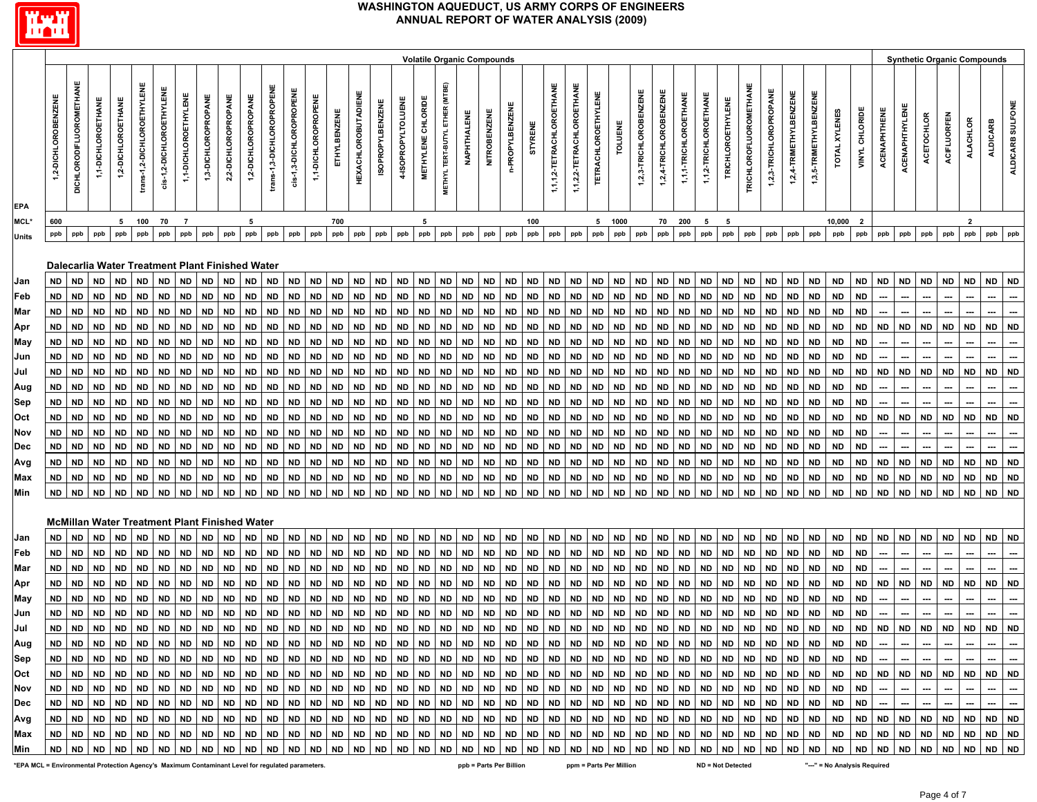# WASHINGTON AQUEDUCT, US ARMY CORPS OF ENGINEERS
## ANNUAL REPORT OF WATER ANALYSIS (2009)

| | Volatile Organic Compounds | | | | | | | | | | | | | | | | | | | | | | | | | | | | | | | | | | | | | | Synthetic Organic Compounds | | | | | | |
|---|---|---|---|---|---|---|---|---|---|---|---|---|---|---|---|---|---|---|---|---|---|---|---|---|---|---|---|---|---|---|---|---|---|---|---|---|---|---|---|---|---|---|---|---|---|
| | 1,2-DICHLOROBENZENE | DICHLORODIFLUOROMETHANE | 1,1-DICHLOROETHANE | 1,2-DICHLOROETHANE | trans-1,2-DICHLOROETHYLENE | cis-1,2-DICHLOROETHYLENE | 1,1-DICHLOROETHYLENE | 1,3-DICHLOROPROPANE | 2,2-DICHLOROPROPANE | 1,2-DICHLOROPROPANE | trans-1,3-DICHLOROPROPENE | cis-1,3-DICHLOROPROPENE | 1,1-DICHLOROPROPENE | ETHYLBENZENE | HEXACHLOROBUTADIENE | ISOPROPYLBENZENE | 4-ISOPROPYLTOLUENE | METHYLENE CHLORIDE | METHYL TERT-BUTYL ETHER (MTBE) | NAPHTHALENE | NITROBENZENE | n-PROPYLBENZENE | STYRENE | 1,1,1,2-TETRACHLOROETHANE | 1,1,2,2-TETRACHLOROETHANE | TETRACHLOROETHYLENE | TOLUENE | 1,2,3-TRICHLOROBENZENE | 1,2,4-TRICHLOROBENZENE | 1,1,1-TRICHLOROETHANE | 1,1,2-TRICHLOROETHANE | TRICHLOROETHYLENE | TRICHLOROFLUOROMETHANE | 1,2,3-TRICHLOROPROPANE | 1,2,4-TRIMETHYLBENZENE | 1,3,5-TRIMETHYLBENZENE | TOTAL XYLENES | VINYL CHLORIDE | ACENAPHTHENE | ACENAPHTHYLENE | ACETOCHLOR | ACIFLUORFEN | ALACHLOR | ALDICARB | ALDICARB SULFONE |
| EPA MCL* | 600 | | | 5 | 100 | 70 | 7 | | | 5 | | | | 700 | | | | 5 | | | | | 100 | | | 5 | 1000 | | 70 | 200 | 5 | 5 | | | | | 10,000 | 2 | | | | | 2 | | |
| Units | ppb | ppb | ppb | ppb | ppb | ppb | ppb | ppb | ppb | ppb | ppb | ppb | ppb | ppb | ppb | ppb | ppb | ppb | ppb | ppb | ppb | ppb | ppb | ppb | ppb | ppb | ppb | ppb | ppb | ppb | ppb | ppb | ppb | ppb | ppb | ppb | ppb | ppb | ppb | ppb | ppb | ppb | ppb | ppb | ppb |
| **Dalecarlia Water Treatment Plant Finished Water** | | | | | | | | | | | | | | | | | | | | | | | | | | | | | | | | | | | | | | | | | | | | | |
| Jan | ND | ND | ND | ND | ND | ND | ND | ND | ND | ND | ND | ND | ND | ND | ND | ND | ND | ND | ND | ND | ND | ND | ND | ND | ND | ND | ND | ND | ND | ND | ND | ND | ND | ND | ND | ND | ND | ND | ND | ND | ND | ND | ND | ND | ND |
| Feb | ND | ND | ND | ND | ND | ND | ND | ND | ND | ND | ND | ND | ND | ND | ND | ND | ND | ND | ND | ND | ND | ND | ND | ND | ND | ND | ND | ND | ND | ND | ND | ND | ND | ND | ND | ND | ND | ND | --- | --- | --- | --- | --- | --- | --- |
| Mar | ND | ND | ND | ND | ND | ND | ND | ND | ND | ND | ND | ND | ND | ND | ND | ND | ND | ND | ND | ND | ND | ND | ND | ND | ND | ND | ND | ND | ND | ND | ND | ND | ND | ND | ND | ND | ND | ND | --- | --- | --- | --- | --- | --- | --- |
| Apr | ND | ND | ND | ND | ND | ND | ND | ND | ND | ND | ND | ND | ND | ND | ND | ND | ND | ND | ND | ND | ND | ND | ND | ND | ND | ND | ND | ND | ND | ND | ND | ND | ND | ND | ND | ND | ND | ND | ND | ND | ND | ND | ND | ND | ND |
| May | ND | ND | ND | ND | ND | ND | ND | ND | ND | ND | ND | ND | ND | ND | ND | ND | ND | ND | ND | ND | ND | ND | ND | ND | ND | ND | ND | ND | ND | ND | ND | ND | ND | ND | ND | ND | ND | ND | --- | --- | --- | --- | --- | --- | --- |
| Jun | ND | ND | ND | ND | ND | ND | ND | ND | ND | ND | ND | ND | ND | ND | ND | ND | ND | ND | ND | ND | ND | ND | ND | ND | ND | ND | ND | ND | ND | ND | ND | ND | ND | ND | ND | ND | ND | ND | --- | --- | --- | --- | --- | --- | --- |
| Jul | ND | ND | ND | ND | ND | ND | ND | ND | ND | ND | ND | ND | ND | ND | ND | ND | ND | ND | ND | ND | ND | ND | ND | ND | ND | ND | ND | ND | ND | ND | ND | ND | ND | ND | ND | ND | ND | ND | ND | ND | ND | ND | ND | ND | ND |
| Aug | ND | ND | ND | ND | ND | ND | ND | ND | ND | ND | ND | ND | ND | ND | ND | ND | ND | ND | ND | ND | ND | ND | ND | ND | ND | ND | ND | ND | ND | ND | ND | ND | ND | ND | ND | ND | ND | ND | --- | --- | --- | --- | --- | --- | --- |
| Sep | ND | ND | ND | ND | ND | ND | ND | ND | ND | ND | ND | ND | ND | ND | ND | ND | ND | ND | ND | ND | ND | ND | ND | ND | ND | ND | ND | ND | ND | ND | ND | ND | ND | ND | ND | ND | ND | ND | --- | --- | --- | --- | --- | --- | --- |
| Oct | ND | ND | ND | ND | ND | ND | ND | ND | ND | ND | ND | ND | ND | ND | ND | ND | ND | ND | ND | ND | ND | ND | ND | ND | ND | ND | ND | ND | ND | ND | ND | ND | ND | ND | ND | ND | ND | ND | ND | ND | ND | ND | ND | ND | ND |
| Nov | ND | ND | ND | ND | ND | ND | ND | ND | ND | ND | ND | ND | ND | ND | ND | ND | ND | ND | ND | ND | ND | ND | ND | ND | ND | ND | ND | ND | ND | ND | ND | ND | ND | ND | ND | ND | ND | ND | --- | --- | --- | --- | --- | --- | --- |
| Dec | ND | ND | ND | ND | ND | ND | ND | ND | ND | ND | ND | ND | ND | ND | ND | ND | ND | ND | ND | ND | ND | ND | ND | ND | ND | ND | ND | ND | ND | ND | ND | ND | ND | ND | ND | ND | ND | ND | --- | --- | --- | --- | --- | --- | --- |
| Avg | ND | ND | ND | ND | ND | ND | ND | ND | ND | ND | ND | ND | ND | ND | ND | ND | ND | ND | ND | ND | ND | ND | ND | ND | ND | ND | ND | ND | ND | ND | ND | ND | ND | ND | ND | ND | ND | ND | ND | ND | ND | ND | ND | ND | ND |
| Max | ND | ND | ND | ND | ND | ND | ND | ND | ND | ND | ND | ND | ND | ND | ND | ND | ND | ND | ND | ND | ND | ND | ND | ND | ND | ND | ND | ND | ND | ND | ND | ND | ND | ND | ND | ND | ND | ND | ND | ND | ND | ND | ND | ND | ND |
| Min | ND | ND | ND | ND | ND | ND | ND | ND | ND | ND | ND | ND | ND | ND | ND | ND | ND | ND | ND | ND | ND | ND | ND | ND | ND | ND | ND | ND | ND | ND | ND | ND | ND | ND | ND | ND | ND | ND | ND | ND | ND | ND | ND | ND | ND |
| **McMillan Water Treatment Plant Finished Water** | | | | | | | | | | | | | | | | | | | | | | | | | | | | | | | | | | | | | | | | | | | | | |
| Jan | ND | ND | ND | ND | ND | ND | ND | ND | ND | ND | ND | ND | ND | ND | ND | ND | ND | ND | ND | ND | ND | ND | ND | ND | ND | ND | ND | ND | ND | ND | ND | ND | ND | ND | ND | ND | ND | ND | ND | ND | ND | ND | ND | ND | ND |
| Feb | ND | ND | ND | ND | ND | ND | ND | ND | ND | ND | ND | ND | ND | ND | ND | ND | ND | ND | ND | ND | ND | ND | ND | ND | ND | ND | ND | ND | ND | ND | ND | ND | ND | ND | ND | ND | ND | ND | --- | --- | --- | --- | --- | --- | --- |
| Mar | ND | ND | ND | ND | ND | ND | ND | ND | ND | ND | ND | ND | ND | ND | ND | ND | ND | ND | ND | ND | ND | ND | ND | ND | ND | ND | ND | ND | ND | ND | ND | ND | ND | ND | ND | ND | ND | ND | --- | --- | --- | --- | --- | --- | --- |
| Apr | ND | ND | ND | ND | ND | ND | ND | ND | ND | ND | ND | ND | ND | ND | ND | ND | ND | ND | ND | ND | ND | ND | ND | ND | ND | ND | ND | ND | ND | ND | ND | ND | ND | ND | ND | ND | ND | ND | ND | ND | ND | ND | ND | ND | ND |
| May | ND | ND | ND | ND | ND | ND | ND | ND | ND | ND | ND | ND | ND | ND | ND | ND | ND | ND | ND | ND | ND | ND | ND | ND | ND | ND | ND | ND | ND | ND | ND | ND | ND | ND | ND | ND | ND | ND | --- | --- | --- | --- | --- | --- | --- |
| Jun | ND | ND | ND | ND | ND | ND | ND | ND | ND | ND | ND | ND | ND | ND | ND | ND | ND | ND | ND | ND | ND | ND | ND | ND | ND | ND | ND | ND | ND | ND | ND | ND | ND | ND | ND | ND | ND | ND | --- | --- | --- | --- | --- | --- | --- |
| Jul | ND | ND | ND | ND | ND | ND | ND | ND | ND | ND | ND | ND | ND | ND | ND | ND | ND | ND | ND | ND | ND | ND | ND | ND | ND | ND | ND | ND | ND | ND | ND | ND | ND | ND | ND | ND | ND | ND | ND | ND | ND | ND | ND | ND | ND |
| Aug | ND | ND | ND | ND | ND | ND | ND | ND | ND | ND | ND | ND | ND | ND | ND | ND | ND | ND | ND | ND | ND | ND | ND | ND | ND | ND | ND | ND | ND | ND | ND | ND | ND | ND | ND | ND | ND | ND | --- | --- | --- | --- | --- | --- | --- |
| Sep | ND | ND | ND | ND | ND | ND | ND | ND | ND | ND | ND | ND | ND | ND | ND | ND | ND | ND | ND | ND | ND | ND | ND | ND | ND | ND | ND | ND | ND | ND | ND | ND | ND | ND | ND | ND | ND | ND | --- | --- | --- | --- | --- | --- | --- |
| Oct | ND | ND | ND | ND | ND | ND | ND | ND | ND | ND | ND | ND | ND | ND | ND | ND | ND | ND | ND | ND | ND | ND | ND | ND | ND | ND | ND | ND | ND | ND | ND | ND | ND | ND | ND | ND | ND | ND | ND | ND | ND | ND | ND | ND | ND |
| Nov | ND | ND | ND | ND | ND | ND | ND | ND | ND | ND | ND | ND | ND | ND | ND | ND | ND | ND | ND | ND | ND | ND | ND | ND | ND | ND | ND | ND | ND | ND | ND | ND | ND | ND | ND | ND | ND | ND | --- | --- | --- | --- | --- | --- | --- |
| Dec | ND | ND | ND | ND | ND | ND | ND | ND | ND | ND | ND | ND | ND | ND | ND | ND | ND | ND | ND | ND | ND | ND | ND | ND | ND | ND | ND | ND | ND | ND | ND | ND | ND | ND | ND | ND | ND | ND | --- | --- | --- | --- | --- | --- | --- |
| Avg | ND | ND | ND | ND | ND | ND | ND | ND | ND | ND | ND | ND | ND | ND | ND | ND | ND | ND | ND | ND | ND | ND | ND | ND | ND | ND | ND | ND | ND | ND | ND | ND | ND | ND | ND | ND | ND | ND | ND | ND | ND | ND | ND | ND | ND |
| Max | ND | ND | ND | ND | ND | ND | ND | ND | ND | ND | ND | ND | ND | ND | ND | ND | ND | ND | ND | ND | ND | ND | ND | ND | ND | ND | ND | ND | ND | ND | ND | ND | ND | ND | ND | ND | ND | ND | ND | ND | ND | ND | ND | ND | ND |
| Min | ND | ND | ND | ND | ND | ND | ND | ND | ND | ND | ND | ND | ND | ND | ND | ND | ND | ND | ND | ND | ND | ND | ND | ND | ND | ND | ND | ND | ND | ND | ND | ND | ND | ND | ND | ND | ND | ND | ND | ND | ND | ND | ND | ND | ND |

*EPA MCL = Environmental Protection Agency's Maximum Contaminant Level for regulated parameters.   ppb = Parts Per Billion   ppm = Parts Per Million   ND = Not Detected   "---" = No Analysis Required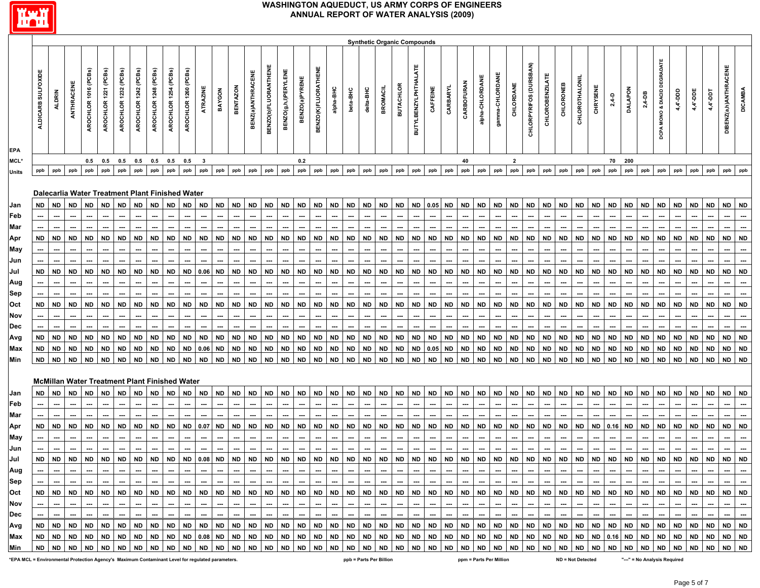# WASHINGTON AQUEDUCT, US ARMY CORPS OF ENGINEERS
## ANNUAL REPORT OF WATER ANALYSIS (2009)

**Synthetic Organic Compounds**

| | ALDICARB SULFOXIDE | ALDRIN | ANTHRACENE | AROCHLOR 1016 (PCBs) | AROCHLOR 1221 (PCBs) | AROCHLOR 1232 (PCBs) | AROCHLOR 1242 (PCBs) | AROCHLOR 1248 (PCBs) | AROCHLOR 1254 (PCBs) | AROCHLOR 1260 (PCBs) | ATRAZINE | BAYGON | BENTAZON | BENZ(a)ANTHRACENE | BENZO(b)FLUORANTHENE | BENZO(g,h,i)PERYLENE | BENZO(a)PYRENE | BENZO(K)FLUORATHENE | alpha-BHC | beta-BHC | delta-BHC | BROMACIL | BUTACHLOR | BUTYLBENZYLPHTHALATE | CAFFEINE | CARBARYL | CARBOFURAN | alpha-CHLORDANE | gamma-CHLORDANE | CHLORDANE | CHLORPYRIFOS (DURSBAN) | CHLOROBENZILATE | CHLORONEB | CHLOROTHALONIL | CHRYSENE | 2,4-D | DALAPON | 2,4-DB | DCPA MONO & DIACID DEGRADATE | 4,4'-DDD | 4,4'-DDE | 4,4'-DDT | DIBENZ(a,h)ANTHRACENE | DICAMBA |
|---|---|---|---|---|---|---|---|---|---|---|---|---|---|---|---|---|---|---|---|---|---|---|---|---|---|---|---|---|---|---|---|---|---|---|---|---|---|---|---|---|---|---|---|---|
| EPA MCL* | | | | 0.5 | 0.5 | 0.5 | 0.5 | 0.5 | 0.5 | 0.5 | 3 | | | | | | 0.2 | | | | | | | | | | 40 | | | 2 | | | | | | 70 | 200 | | | | | | | |
| Units | ppb | ppb | ppb | ppb | ppb | ppb | ppb | ppb | ppb | ppb | ppb | ppb | ppb | ppb | ppb | ppb | ppb | ppb | ppb | ppb | ppb | ppb | ppb | ppb | ppb | ppb | ppb | ppb | ppb | ppb | ppb | ppb | ppb | ppb | ppb | ppb | ppb | ppb | ppb | ppb | ppb | ppb | ppb | ppb |
| **Dalecarlia Water Treatment Plant Finished Water** | | | | | | | | | | | | | | | | | | | | | | | | | | | | | | | | | | | | | | | | | | | | |
| Jan | ND | ND | ND | ND | ND | ND | ND | ND | ND | ND | ND | ND | ND | ND | ND | ND | ND | ND | ND | ND | ND | ND | ND | ND | 0.05 | ND | ND | ND | ND | ND | ND | ND | ND | ND | ND | ND | ND | ND | ND | ND | ND | ND | ND | ND |
| Feb | --- | --- | --- | --- | --- | --- | --- | --- | --- | --- | --- | --- | --- | --- | --- | --- | --- | --- | --- | --- | --- | --- | --- | --- | --- | --- | --- | --- | --- | --- | --- | --- | --- | --- | --- | --- | --- | --- | --- | --- | --- | --- | --- | --- |
| Mar | --- | --- | --- | --- | --- | --- | --- | --- | --- | --- | --- | --- | --- | --- | --- | --- | --- | --- | --- | --- | --- | --- | --- | --- | --- | --- | --- | --- | --- | --- | --- | --- | --- | --- | --- | --- | --- | --- | --- | --- | --- | --- | --- | --- |
| Apr | ND | ND | ND | ND | ND | ND | ND | ND | ND | ND | ND | ND | ND | ND | ND | ND | ND | ND | ND | ND | ND | ND | ND | ND | ND | ND | ND | ND | ND | ND | ND | ND | ND | ND | ND | ND | ND | ND | ND | ND | ND | ND | ND | ND |
| May | --- | --- | --- | --- | --- | --- | --- | --- | --- | --- | --- | --- | --- | --- | --- | --- | --- | --- | --- | --- | --- | --- | --- | --- | --- | --- | --- | --- | --- | --- | --- | --- | --- | --- | --- | --- | --- | --- | --- | --- | --- | --- | --- | --- |
| Jun | --- | --- | --- | --- | --- | --- | --- | --- | --- | --- | --- | --- | --- | --- | --- | --- | --- | --- | --- | --- | --- | --- | --- | --- | --- | --- | --- | --- | --- | --- | --- | --- | --- | --- | --- | --- | --- | --- | --- | --- | --- | --- | --- | --- |
| Jul | ND | ND | ND | ND | ND | ND | ND | ND | ND | ND | 0.06 | ND | ND | ND | ND | ND | ND | ND | ND | ND | ND | ND | ND | ND | ND | ND | ND | ND | ND | ND | ND | ND | ND | ND | ND | ND | ND | ND | ND | ND | ND | ND | ND | ND |
| Aug | --- | --- | --- | --- | --- | --- | --- | --- | --- | --- | --- | --- | --- | --- | --- | --- | --- | --- | --- | --- | --- | --- | --- | --- | --- | --- | --- | --- | --- | --- | --- | --- | --- | --- | --- | --- | --- | --- | --- | --- | --- | --- | --- | --- |
| Sep | --- | --- | --- | --- | --- | --- | --- | --- | --- | --- | --- | --- | --- | --- | --- | --- | --- | --- | --- | --- | --- | --- | --- | --- | --- | --- | --- | --- | --- | --- | --- | --- | --- | --- | --- | --- | --- | --- | --- | --- | --- | --- | --- | --- |
| Oct | ND | ND | ND | ND | ND | ND | ND | ND | ND | ND | ND | ND | ND | ND | ND | ND | ND | ND | ND | ND | ND | ND | ND | ND | ND | ND | ND | ND | ND | ND | ND | ND | ND | ND | ND | ND | ND | ND | ND | ND | ND | ND | ND | ND |
| Nov | --- | --- | --- | --- | --- | --- | --- | --- | --- | --- | --- | --- | --- | --- | --- | --- | --- | --- | --- | --- | --- | --- | --- | --- | --- | --- | --- | --- | --- | --- | --- | --- | --- | --- | --- | --- | --- | --- | --- | --- | --- | --- | --- | --- |
| Dec | --- | --- | --- | --- | --- | --- | --- | --- | --- | --- | --- | --- | --- | --- | --- | --- | --- | --- | --- | --- | --- | --- | --- | --- | --- | --- | --- | --- | --- | --- | --- | --- | --- | --- | --- | --- | --- | --- | --- | --- | --- | --- | --- | --- |
| Avg | ND | ND | ND | ND | ND | ND | ND | ND | ND | ND | ND | ND | ND | ND | ND | ND | ND | ND | ND | ND | ND | ND | ND | ND | ND | ND | ND | ND | ND | ND | ND | ND | ND | ND | ND | ND | ND | ND | ND | ND | ND | ND | ND | ND |
| Max | ND | ND | ND | ND | ND | ND | ND | ND | ND | ND | 0.06 | ND | ND | ND | ND | ND | ND | ND | ND | ND | ND | ND | ND | ND | 0.05 | ND | ND | ND | ND | ND | ND | ND | ND | ND | ND | ND | ND | ND | ND | ND | ND | ND | ND | ND |
| Min | ND | ND | ND | ND | ND | ND | ND | ND | ND | ND | ND | ND | ND | ND | ND | ND | ND | ND | ND | ND | ND | ND | ND | ND | ND | ND | ND | ND | ND | ND | ND | ND | ND | ND | ND | ND | ND | ND | ND | ND | ND | ND | ND | ND |
| **McMillan Water Treatment Plant Finished Water** | | | | | | | | | | | | | | | | | | | | | | | | | | | | | | | | | | | | | | | | | | | | |
| Jan | ND | ND | ND | ND | ND | ND | ND | ND | ND | ND | ND | ND | ND | ND | ND | ND | ND | ND | ND | ND | ND | ND | ND | ND | ND | ND | ND | ND | ND | ND | ND | ND | ND | ND | ND | ND | ND | ND | ND | ND | ND | ND | ND | ND |
| Feb | --- | --- | --- | --- | --- | --- | --- | --- | --- | --- | --- | --- | --- | --- | --- | --- | --- | --- | --- | --- | --- | --- | --- | --- | --- | --- | --- | --- | --- | --- | --- | --- | --- | --- | --- | --- | --- | --- | --- | --- | --- | --- | --- | --- |
| Mar | --- | --- | --- | --- | --- | --- | --- | --- | --- | --- | --- | --- | --- | --- | --- | --- | --- | --- | --- | --- | --- | --- | --- | --- | --- | --- | --- | --- | --- | --- | --- | --- | --- | --- | --- | --- | --- | --- | --- | --- | --- | --- | --- | --- |
| Apr | ND | ND | ND | ND | ND | ND | ND | ND | ND | ND | 0.07 | ND | ND | ND | ND | ND | ND | ND | ND | ND | ND | ND | ND | ND | ND | ND | ND | ND | ND | ND | ND | ND | ND | ND | ND | 0.16 | ND | ND | ND | ND | ND | ND | ND | ND |
| May | --- | --- | --- | --- | --- | --- | --- | --- | --- | --- | --- | --- | --- | --- | --- | --- | --- | --- | --- | --- | --- | --- | --- | --- | --- | --- | --- | --- | --- | --- | --- | --- | --- | --- | --- | --- | --- | --- | --- | --- | --- | --- | --- | --- |
| Jun | --- | --- | --- | --- | --- | --- | --- | --- | --- | --- | --- | --- | --- | --- | --- | --- | --- | --- | --- | --- | --- | --- | --- | --- | --- | --- | --- | --- | --- | --- | --- | --- | --- | --- | --- | --- | --- | --- | --- | --- | --- | --- | --- | --- |
| Jul | ND | ND | ND | ND | ND | ND | ND | ND | ND | ND | 0.08 | ND | ND | ND | ND | ND | ND | ND | ND | ND | ND | ND | ND | ND | ND | ND | ND | ND | ND | ND | ND | ND | ND | ND | ND | ND | ND | ND | ND | ND | ND | ND | ND | ND |
| Aug | --- | --- | --- | --- | --- | --- | --- | --- | --- | --- | --- | --- | --- | --- | --- | --- | --- | --- | --- | --- | --- | --- | --- | --- | --- | --- | --- | --- | --- | --- | --- | --- | --- | --- | --- | --- | --- | --- | --- | --- | --- | --- | --- | --- |
| Sep | --- | --- | --- | --- | --- | --- | --- | --- | --- | --- | --- | --- | --- | --- | --- | --- | --- | --- | --- | --- | --- | --- | --- | --- | --- | --- | --- | --- | --- | --- | --- | --- | --- | --- | --- | --- | --- | --- | --- | --- | --- | --- | --- | --- |
| Oct | ND | ND | ND | ND | ND | ND | ND | ND | ND | ND | ND | ND | ND | ND | ND | ND | ND | ND | ND | ND | ND | ND | ND | ND | ND | ND | ND | ND | ND | ND | ND | ND | ND | ND | ND | ND | ND | ND | ND | ND | ND | ND | ND | ND |
| Nov | --- | --- | --- | --- | --- | --- | --- | --- | --- | --- | --- | --- | --- | --- | --- | --- | --- | --- | --- | --- | --- | --- | --- | --- | --- | --- | --- | --- | --- | --- | --- | --- | --- | --- | --- | --- | --- | --- | --- | --- | --- | --- | --- | --- |
| Dec | --- | --- | --- | --- | --- | --- | --- | --- | --- | --- | --- | --- | --- | --- | --- | --- | --- | --- | --- | --- | --- | --- | --- | --- | --- | --- | --- | --- | --- | --- | --- | --- | --- | --- | --- | --- | --- | --- | --- | --- | --- | --- | --- | --- |
| Avg | ND | ND | ND | ND | ND | ND | ND | ND | ND | ND | ND | ND | ND | ND | ND | ND | ND | ND | ND | ND | ND | ND | ND | ND | ND | ND | ND | ND | ND | ND | ND | ND | ND | ND | ND | ND | ND | ND | ND | ND | ND | ND | ND | ND |
| Max | ND | ND | ND | ND | ND | ND | ND | ND | ND | ND | 0.08 | ND | ND | ND | ND | ND | ND | ND | ND | ND | ND | ND | ND | ND | ND | ND | ND | ND | ND | ND | ND | ND | ND | ND | ND | 0.16 | ND | ND | ND | ND | ND | ND | ND | ND |
| Min | ND | ND | ND | ND | ND | ND | ND | ND | ND | ND | ND | ND | ND | ND | ND | ND | ND | ND | ND | ND | ND | ND | ND | ND | ND | ND | ND | ND | ND | ND | ND | ND | ND | ND | ND | ND | ND | ND | ND | ND | ND | ND | ND | ND |

*EPA MCL = Environmental Protection Agency's Maximum Contaminant Level for regulated parameters. ppb = Parts Per Billion ppm = Parts Per Million ND = Not Detected "---" = No Analysis Required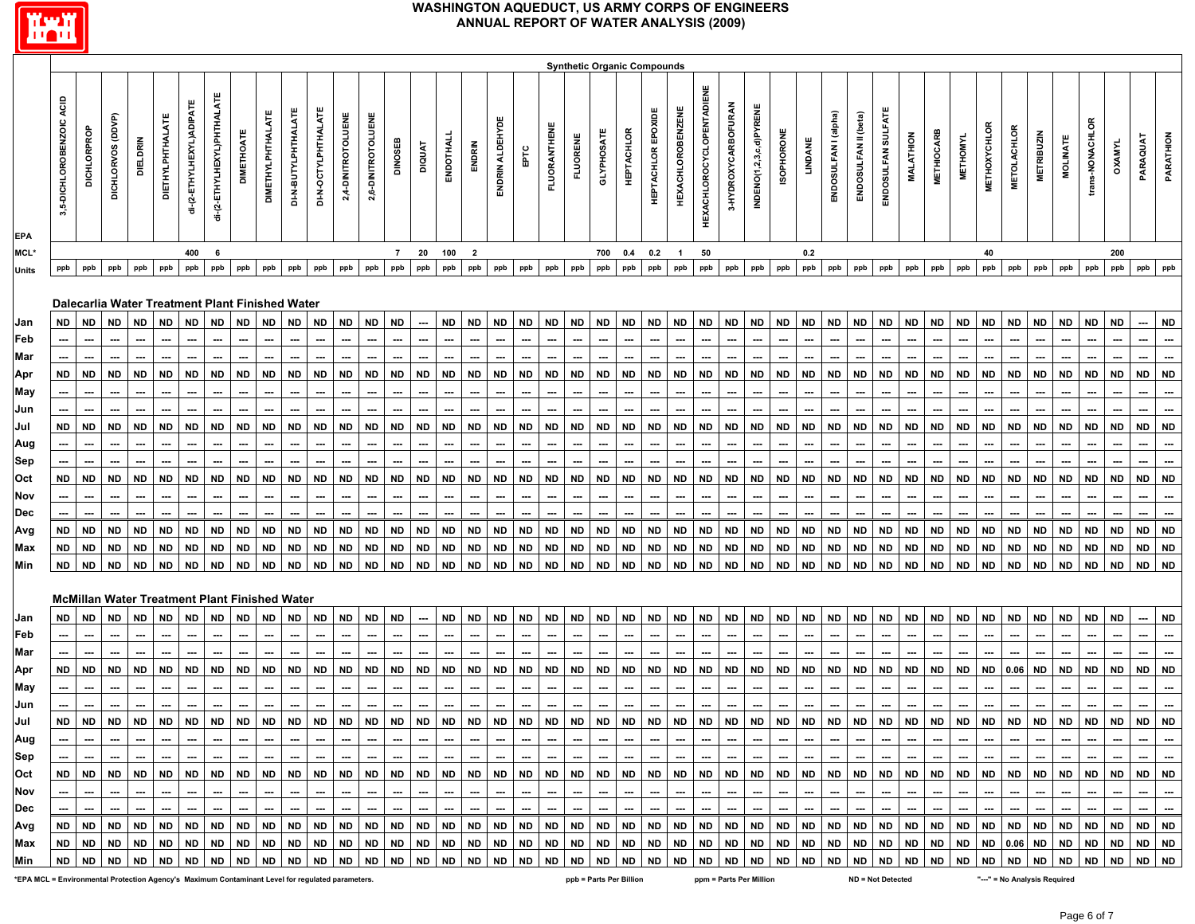# WASHINGTON AQUEDUCT, US ARMY CORPS OF ENGINEERS
## ANNUAL REPORT OF WATER ANALYSIS (2009)

**Synthetic Organic Compounds**

| | 3,5-DICHLOROBENZOIC ACID | DICHLORPROP | DICHLORVOS (DDVP) | DIELDRIN | DIETHYLPHTHALATE | di-(2-ETHYLHEXYL)ADIPATE | di-(2-ETHYLHEXYL)PHTHALATE | DIMETHOATE | DIMETHYLPHTHALATE | DI-N-BUTYLPHTHALATE | DI-N-OCTYLPHTHALATE | 2,4-DINITROTOLUENE | 2,6-DINITROTOLUENE | DINOSEB | DIQUAT | ENDOTHALL | ENDRIN | ENDRIN ALDEHYDE | EPTC | FLUORANTHENE | FLUORENE | GLYPHOSATE | HEPTACHLOR | HEPTACHLOR EPOXIDE | HEXACHLOROBENZENE | HEXACHLOROCYCLOPENTADIENE | 3-HYDROXYCARBOFURAN | INDENO(1,2,3,c,d)PYRENE | ISOPHORONE | LINDANE | ENDOSULFAN I (alpha) | ENDOSULFAN II (beta) | ENDOSULFAN SULFATE | MALATHION | METHIOCARB | METHOMYL | METHOXYCHLOR | METOLACHLOR | METRIBUZIN | MOLINATE | trans-NONACHLOR | OXAMYL | PARAQUAT | PARATHION |
|---|---|---|---|---|---|---|---|---|---|---|---|---|---|---|---|---|---|---|---|---|---|---|---|---|---|---|---|---|---|---|---|---|---|---|---|---|---|---|---|---|---|---|---|---|
| EPA MCL* | | | | | | 400 | 6 | | | | | | | 7 | 20 | 100 | 2 | | | | | 700 | 0.4 | 0.2 | 1 | 50 | | | | 0.2 | | | | | | | 40 | | | | | 200 | | |
| Units | ppb | ppb | ppb | ppb | ppb | ppb | ppb | ppb | ppb | ppb | ppb | ppb | ppb | ppb | ppb | ppb | ppb | ppb | ppb | ppb | ppb | ppb | ppb | ppb | ppb | ppb | ppb | ppb | ppb | ppb | ppb | ppb | ppb | ppb | ppb | ppb | ppb | ppb | ppb | ppb | ppb | ppb | ppb | ppb |
| **Dalecarlia Water Treatment Plant Finished Water** | | | | | | | | | | | | | | | | | | | | | | | | | | | | | | | | | | | | | | | | | | | | |
| Jan | ND | ND | ND | ND | ND | ND | ND | ND | ND | ND | ND | ND | ND | ND | --- | ND | ND | ND | ND | ND | ND | ND | ND | ND | ND | ND | ND | ND | ND | ND | ND | ND | ND | ND | ND | ND | ND | ND | ND | ND | ND | ND | --- | ND |
| Feb | --- | --- | --- | --- | --- | --- | --- | --- | --- | --- | --- | --- | --- | --- | --- | --- | --- | --- | --- | --- | --- | --- | --- | --- | --- | --- | --- | --- | --- | --- | --- | --- | --- | --- | --- | --- | --- | --- | --- | --- | --- | --- | --- | --- |
| Mar | --- | --- | --- | --- | --- | --- | --- | --- | --- | --- | --- | --- | --- | --- | --- | --- | --- | --- | --- | --- | --- | --- | --- | --- | --- | --- | --- | --- | --- | --- | --- | --- | --- | --- | --- | --- | --- | --- | --- | --- | --- | --- | --- | --- |
| Apr | ND | ND | ND | ND | ND | ND | ND | ND | ND | ND | ND | ND | ND | ND | ND | ND | ND | ND | ND | ND | ND | ND | ND | ND | ND | ND | ND | ND | ND | ND | ND | ND | ND | ND | ND | ND | ND | ND | ND | ND | ND | ND | ND | ND |
| May | --- | --- | --- | --- | --- | --- | --- | --- | --- | --- | --- | --- | --- | --- | --- | --- | --- | --- | --- | --- | --- | --- | --- | --- | --- | --- | --- | --- | --- | --- | --- | --- | --- | --- | --- | --- | --- | --- | --- | --- | --- | --- | --- | --- |
| Jun | --- | --- | --- | --- | --- | --- | --- | --- | --- | --- | --- | --- | --- | --- | --- | --- | --- | --- | --- | --- | --- | --- | --- | --- | --- | --- | --- | --- | --- | --- | --- | --- | --- | --- | --- | --- | --- | --- | --- | --- | --- | --- | --- | --- |
| Jul | ND | ND | ND | ND | ND | ND | ND | ND | ND | ND | ND | ND | ND | ND | ND | ND | ND | ND | ND | ND | ND | ND | ND | ND | ND | ND | ND | ND | ND | ND | ND | ND | ND | ND | ND | ND | ND | ND | ND | ND | ND | ND | ND | ND |
| Aug | --- | --- | --- | --- | --- | --- | --- | --- | --- | --- | --- | --- | --- | --- | --- | --- | --- | --- | --- | --- | --- | --- | --- | --- | --- | --- | --- | --- | --- | --- | --- | --- | --- | --- | --- | --- | --- | --- | --- | --- | --- | --- | --- | --- |
| Sep | --- | --- | --- | --- | --- | --- | --- | --- | --- | --- | --- | --- | --- | --- | --- | --- | --- | --- | --- | --- | --- | --- | --- | --- | --- | --- | --- | --- | --- | --- | --- | --- | --- | --- | --- | --- | --- | --- | --- | --- | --- | --- | --- | --- |
| Oct | ND | ND | ND | ND | ND | ND | ND | ND | ND | ND | ND | ND | ND | ND | ND | ND | ND | ND | ND | ND | ND | ND | ND | ND | ND | ND | ND | ND | ND | ND | ND | ND | ND | ND | ND | ND | ND | ND | ND | ND | ND | ND | ND | ND |
| Nov | --- | --- | --- | --- | --- | --- | --- | --- | --- | --- | --- | --- | --- | --- | --- | --- | --- | --- | --- | --- | --- | --- | --- | --- | --- | --- | --- | --- | --- | --- | --- | --- | --- | --- | --- | --- | --- | --- | --- | --- | --- | --- | --- | --- |
| Dec | --- | --- | --- | --- | --- | --- | --- | --- | --- | --- | --- | --- | --- | --- | --- | --- | --- | --- | --- | --- | --- | --- | --- | --- | --- | --- | --- | --- | --- | --- | --- | --- | --- | --- | --- | --- | --- | --- | --- | --- | --- | --- | --- | --- |
| Avg | ND | ND | ND | ND | ND | ND | ND | ND | ND | ND | ND | ND | ND | ND | ND | ND | ND | ND | ND | ND | ND | ND | ND | ND | ND | ND | ND | ND | ND | ND | ND | ND | ND | ND | ND | ND | ND | ND | ND | ND | ND | ND | ND | ND |
| Max | ND | ND | ND | ND | ND | ND | ND | ND | ND | ND | ND | ND | ND | ND | ND | ND | ND | ND | ND | ND | ND | ND | ND | ND | ND | ND | ND | ND | ND | ND | ND | ND | ND | ND | ND | ND | ND | ND | ND | ND | ND | ND | ND | ND |
| Min | ND | ND | ND | ND | ND | ND | ND | ND | ND | ND | ND | ND | ND | ND | ND | ND | ND | ND | ND | ND | ND | ND | ND | ND | ND | ND | ND | ND | ND | ND | ND | ND | ND | ND | ND | ND | ND | ND | ND | ND | ND | ND | ND | ND |
| **McMillan Water Treatment Plant Finished Water** | | | | | | | | | | | | | | | | | | | | | | | | | | | | | | | | | | | | | | | | | | | | |
| Jan | ND | ND | ND | ND | ND | ND | ND | ND | ND | ND | ND | ND | ND | ND | --- | ND | ND | ND | ND | ND | ND | ND | ND | ND | ND | ND | ND | ND | ND | ND | ND | ND | ND | ND | ND | ND | ND | ND | ND | ND | ND | ND | --- | ND |
| Feb | --- | --- | --- | --- | --- | --- | --- | --- | --- | --- | --- | --- | --- | --- | --- | --- | --- | --- | --- | --- | --- | --- | --- | --- | --- | --- | --- | --- | --- | --- | --- | --- | --- | --- | --- | --- | --- | --- | --- | --- | --- | --- | --- | --- |
| Mar | --- | --- | --- | --- | --- | --- | --- | --- | --- | --- | --- | --- | --- | --- | --- | --- | --- | --- | --- | --- | --- | --- | --- | --- | --- | --- | --- | --- | --- | --- | --- | --- | --- | --- | --- | --- | --- | --- | --- | --- | --- | --- | --- | --- |
| Apr | ND | ND | ND | ND | ND | ND | ND | ND | ND | ND | ND | ND | ND | ND | ND | ND | ND | ND | ND | ND | ND | ND | ND | ND | ND | ND | ND | ND | ND | ND | ND | ND | ND | ND | ND | ND | ND | 0.06 | ND | ND | ND | ND | ND | ND |
| May | --- | --- | --- | --- | --- | --- | --- | --- | --- | --- | --- | --- | --- | --- | --- | --- | --- | --- | --- | --- | --- | --- | --- | --- | --- | --- | --- | --- | --- | --- | --- | --- | --- | --- | --- | --- | --- | --- | --- | --- | --- | --- | --- | --- |
| Jun | --- | --- | --- | --- | --- | --- | --- | --- | --- | --- | --- | --- | --- | --- | --- | --- | --- | --- | --- | --- | --- | --- | --- | --- | --- | --- | --- | --- | --- | --- | --- | --- | --- | --- | --- | --- | --- | --- | --- | --- | --- | --- | --- | --- |
| Jul | ND | ND | ND | ND | ND | ND | ND | ND | ND | ND | ND | ND | ND | ND | ND | ND | ND | ND | ND | ND | ND | ND | ND | ND | ND | ND | ND | ND | ND | ND | ND | ND | ND | ND | ND | ND | ND | ND | ND | ND | ND | ND | ND | ND |
| Aug | --- | --- | --- | --- | --- | --- | --- | --- | --- | --- | --- | --- | --- | --- | --- | --- | --- | --- | --- | --- | --- | --- | --- | --- | --- | --- | --- | --- | --- | --- | --- | --- | --- | --- | --- | --- | --- | --- | --- | --- | --- | --- | --- | --- |
| Sep | --- | --- | --- | --- | --- | --- | --- | --- | --- | --- | --- | --- | --- | --- | --- | --- | --- | --- | --- | --- | --- | --- | --- | --- | --- | --- | --- | --- | --- | --- | --- | --- | --- | --- | --- | --- | --- | --- | --- | --- | --- | --- | --- | --- |
| Oct | ND | ND | ND | ND | ND | ND | ND | ND | ND | ND | ND | ND | ND | ND | ND | ND | ND | ND | ND | ND | ND | ND | ND | ND | ND | ND | ND | ND | ND | ND | ND | ND | ND | ND | ND | ND | ND | ND | ND | ND | ND | ND | ND | ND |
| Nov | --- | --- | --- | --- | --- | --- | --- | --- | --- | --- | --- | --- | --- | --- | --- | --- | --- | --- | --- | --- | --- | --- | --- | --- | --- | --- | --- | --- | --- | --- | --- | --- | --- | --- | --- | --- | --- | --- | --- | --- | --- | --- | --- | --- |
| Dec | --- | --- | --- | --- | --- | --- | --- | --- | --- | --- | --- | --- | --- | --- | --- | --- | --- | --- | --- | --- | --- | --- | --- | --- | --- | --- | --- | --- | --- | --- | --- | --- | --- | --- | --- | --- | --- | --- | --- | --- | --- | --- | --- | --- |
| Avg | ND | ND | ND | ND | ND | ND | ND | ND | ND | ND | ND | ND | ND | ND | ND | ND | ND | ND | ND | ND | ND | ND | ND | ND | ND | ND | ND | ND | ND | ND | ND | ND | ND | ND | ND | ND | ND | ND | ND | ND | ND | ND | ND | ND |
| Max | ND | ND | ND | ND | ND | ND | ND | ND | ND | ND | ND | ND | ND | ND | ND | ND | ND | ND | ND | ND | ND | ND | ND | ND | ND | ND | ND | ND | ND | ND | ND | ND | ND | ND | ND | ND | ND | 0.06 | ND | ND | ND | ND | ND | ND |
| Min | ND | ND | ND | ND | ND | ND | ND | ND | ND | ND | ND | ND | ND | ND | ND | ND | ND | ND | ND | ND | ND | ND | ND | ND | ND | ND | ND | ND | ND | ND | ND | ND | ND | ND | ND | ND | ND | ND | ND | ND | ND | ND | ND | ND |

*EPA MCL = Environmental Protection Agency's Maximum Contaminant Level for regulated parameters.

ppb = Parts Per Billion    ppm = Parts Per Million    ND = Not Detected    "---" = No Analysis Required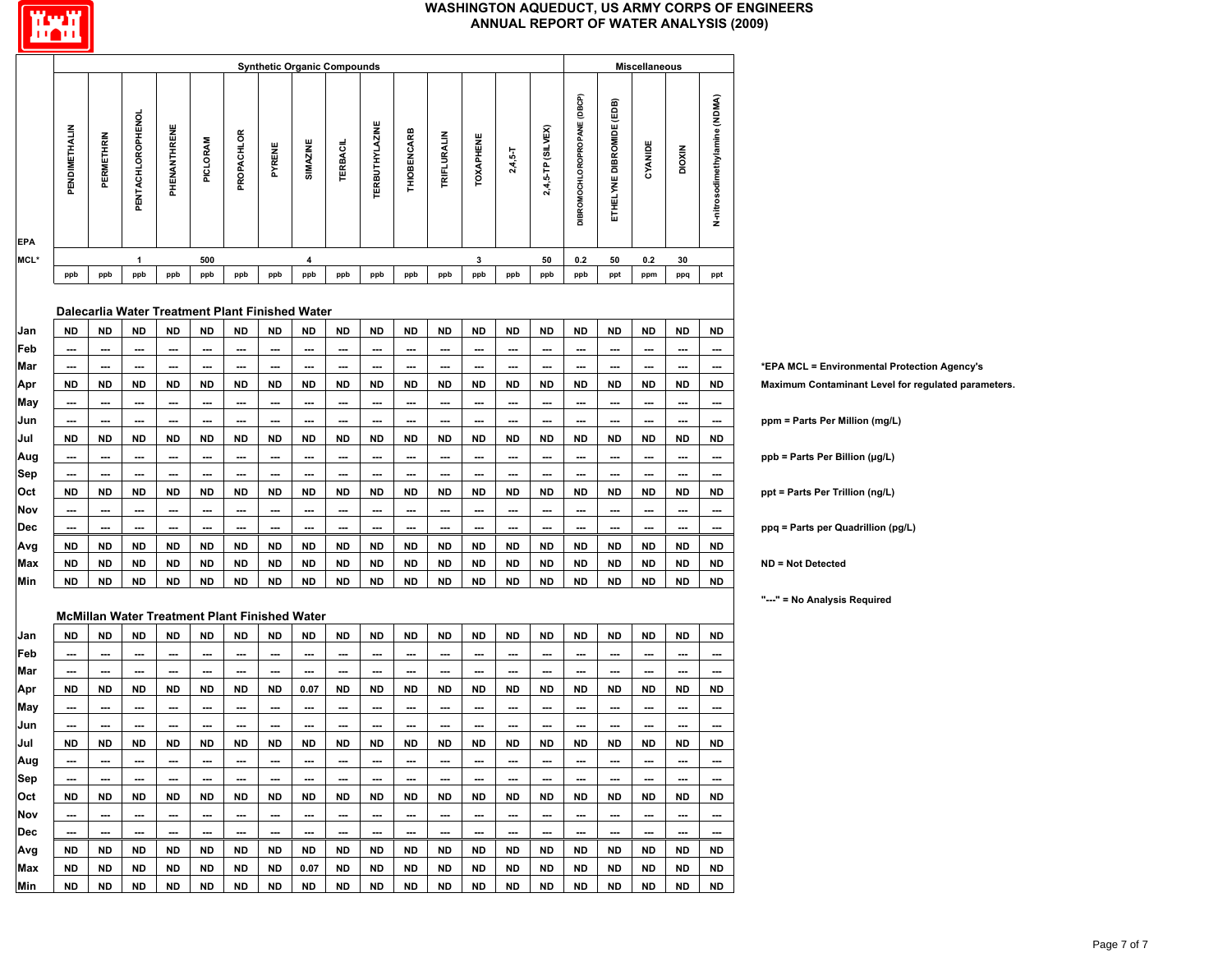# WASHINGTON AQUEDUCT, US ARMY CORPS OF ENGINEERS
## ANNUAL REPORT OF WATER ANALYSIS (2009)

| | Synthetic Organic Compounds | | | | | | | | | | | | | | | Miscellaneous | | | | |
|---|---|---|---|---|---|---|---|---|---|---|---|---|---|---|---|---|---|---|---|---|
| EPA | PENDIMETHALIN | PERMETHRIN | PENTACHLOROPHENOL | PHENANTHRENE | PICLORAM | PROPACHLOR | PYRENE | SIMAZINE | TERBACIL | TERBUTHYLAZINE | THIOBENCARB | TRIFLURALIN | TOXAPHENE | 2,4,5-T | 2,4,5-TP (SILVEX) | DIBROMOCHLOROPROPANE (DBCP) | ETHELYNE DIBROMIDE (EDB) | CYANIDE | DIOXIN | N-nitrosodimethylamine (NDMA) |
| MCL* | | | 1 | | 500 | | | 4 | | | | | 3 | | 50 | 0.2 | 50 | 0.2 | 30 | |
| | ppb | ppb | ppb | ppb | ppb | ppb | ppb | ppb | ppb | ppb | ppb | ppb | ppb | ppb | ppb | ppb | ppt | ppm | ppq | ppt |
| **Dalecarlia Water Treatment Plant Finished Water** | | | | | | | | | | | | | | | | | | | | |
| Jan | ND | ND | ND | ND | ND | ND | ND | ND | ND | ND | ND | ND | ND | ND | ND | ND | ND | ND | ND | ND |
| Feb | --- | --- | --- | --- | --- | --- | --- | --- | --- | --- | --- | --- | --- | --- | --- | --- | --- | --- | --- | --- |
| Mar | --- | --- | --- | --- | --- | --- | --- | --- | --- | --- | --- | --- | --- | --- | --- | --- | --- | --- | --- | --- |
| Apr | ND | ND | ND | ND | ND | ND | ND | ND | ND | ND | ND | ND | ND | ND | ND | ND | ND | ND | ND | ND |
| May | --- | --- | --- | --- | --- | --- | --- | --- | --- | --- | --- | --- | --- | --- | --- | --- | --- | --- | --- | --- |
| Jun | --- | --- | --- | --- | --- | --- | --- | --- | --- | --- | --- | --- | --- | --- | --- | --- | --- | --- | --- | --- |
| Jul | ND | ND | ND | ND | ND | ND | ND | ND | ND | ND | ND | ND | ND | ND | ND | ND | ND | ND | ND | ND |
| Aug | --- | --- | --- | --- | --- | --- | --- | --- | --- | --- | --- | --- | --- | --- | --- | --- | --- | --- | --- | --- |
| Sep | --- | --- | --- | --- | --- | --- | --- | --- | --- | --- | --- | --- | --- | --- | --- | --- | --- | --- | --- | --- |
| Oct | ND | ND | ND | ND | ND | ND | ND | ND | ND | ND | ND | ND | ND | ND | ND | ND | ND | ND | ND | ND |
| Nov | --- | --- | --- | --- | --- | --- | --- | --- | --- | --- | --- | --- | --- | --- | --- | --- | --- | --- | --- | --- |
| Dec | --- | --- | --- | --- | --- | --- | --- | --- | --- | --- | --- | --- | --- | --- | --- | --- | --- | --- | --- | --- |
| Avg | ND | ND | ND | ND | ND | ND | ND | ND | ND | ND | ND | ND | ND | ND | ND | ND | ND | ND | ND | ND |
| Max | ND | ND | ND | ND | ND | ND | ND | ND | ND | ND | ND | ND | ND | ND | ND | ND | ND | ND | ND | ND |
| Min | ND | ND | ND | ND | ND | ND | ND | ND | ND | ND | ND | ND | ND | ND | ND | ND | ND | ND | ND | ND |
| **McMillan Water Treatment Plant Finished Water** | | | | | | | | | | | | | | | | | | | | |
| Jan | ND | ND | ND | ND | ND | ND | ND | ND | ND | ND | ND | ND | ND | ND | ND | ND | ND | ND | ND | ND |
| Feb | --- | --- | --- | --- | --- | --- | --- | --- | --- | --- | --- | --- | --- | --- | --- | --- | --- | --- | --- | --- |
| Mar | --- | --- | --- | --- | --- | --- | --- | --- | --- | --- | --- | --- | --- | --- | --- | --- | --- | --- | --- | --- |
| Apr | ND | ND | ND | ND | ND | ND | ND | 0.07 | ND | ND | ND | ND | ND | ND | ND | ND | ND | ND | ND | ND |
| May | --- | --- | --- | --- | --- | --- | --- | --- | --- | --- | --- | --- | --- | --- | --- | --- | --- | --- | --- | --- |
| Jun | --- | --- | --- | --- | --- | --- | --- | --- | --- | --- | --- | --- | --- | --- | --- | --- | --- | --- | --- | --- |
| Jul | ND | ND | ND | ND | ND | ND | ND | ND | ND | ND | ND | ND | ND | ND | ND | ND | ND | ND | ND | ND |
| Aug | --- | --- | --- | --- | --- | --- | --- | --- | --- | --- | --- | --- | --- | --- | --- | --- | --- | --- | --- | --- |
| Sep | --- | --- | --- | --- | --- | --- | --- | --- | --- | --- | --- | --- | --- | --- | --- | --- | --- | --- | --- | --- |
| Oct | ND | ND | ND | ND | ND | ND | ND | ND | ND | ND | ND | ND | ND | ND | ND | ND | ND | ND | ND | ND |
| Nov | --- | --- | --- | --- | --- | --- | --- | --- | --- | --- | --- | --- | --- | --- | --- | --- | --- | --- | --- | --- |
| Dec | --- | --- | --- | --- | --- | --- | --- | --- | --- | --- | --- | --- | --- | --- | --- | --- | --- | --- | --- | --- |
| Avg | ND | ND | ND | ND | ND | ND | ND | ND | ND | ND | ND | ND | ND | ND | ND | ND | ND | ND | ND | ND |
| Max | ND | ND | ND | ND | ND | ND | ND | 0.07 | ND | ND | ND | ND | ND | ND | ND | ND | ND | ND | ND | ND |
| Min | ND | ND | ND | ND | ND | ND | ND | ND | ND | ND | ND | ND | ND | ND | ND | ND | ND | ND | ND | ND |

*EPA MCL = Environmental Protection Agency's Maximum Contaminant Level for regulated parameters.

ppm = Parts Per Million (mg/L)

ppb = Parts Per Billion (µg/L)

ppt = Parts Per Trillion (ng/L)

ppq = Parts per Quadrillion (pg/L)

ND = Not Detected

"---" = No Analysis Required